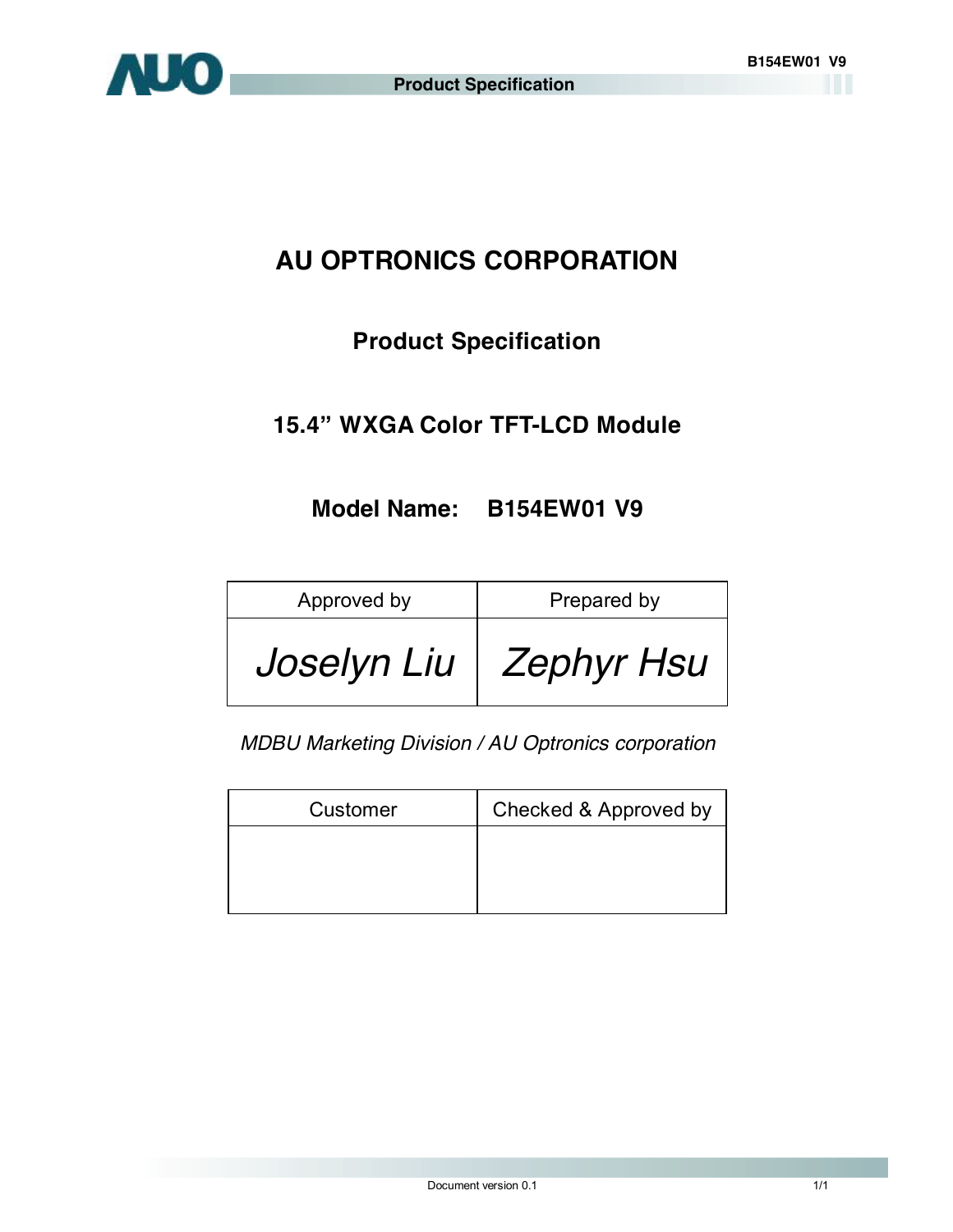# AU OPTRONICS CORPORATION

## Product Specification

## 15.4” WXGA Color TFT-LCD Module

## Model Name: B154EW01 V9

| Approved by | Prepared by |
| --- | --- |
| *Joselyn Liu* | *Zephyr Hsu* |

*MDBU Marketing Division / AU Optronics corporation*

| Customer | Checked & Approved by |
| --- | --- |
| | |

Document version 0.1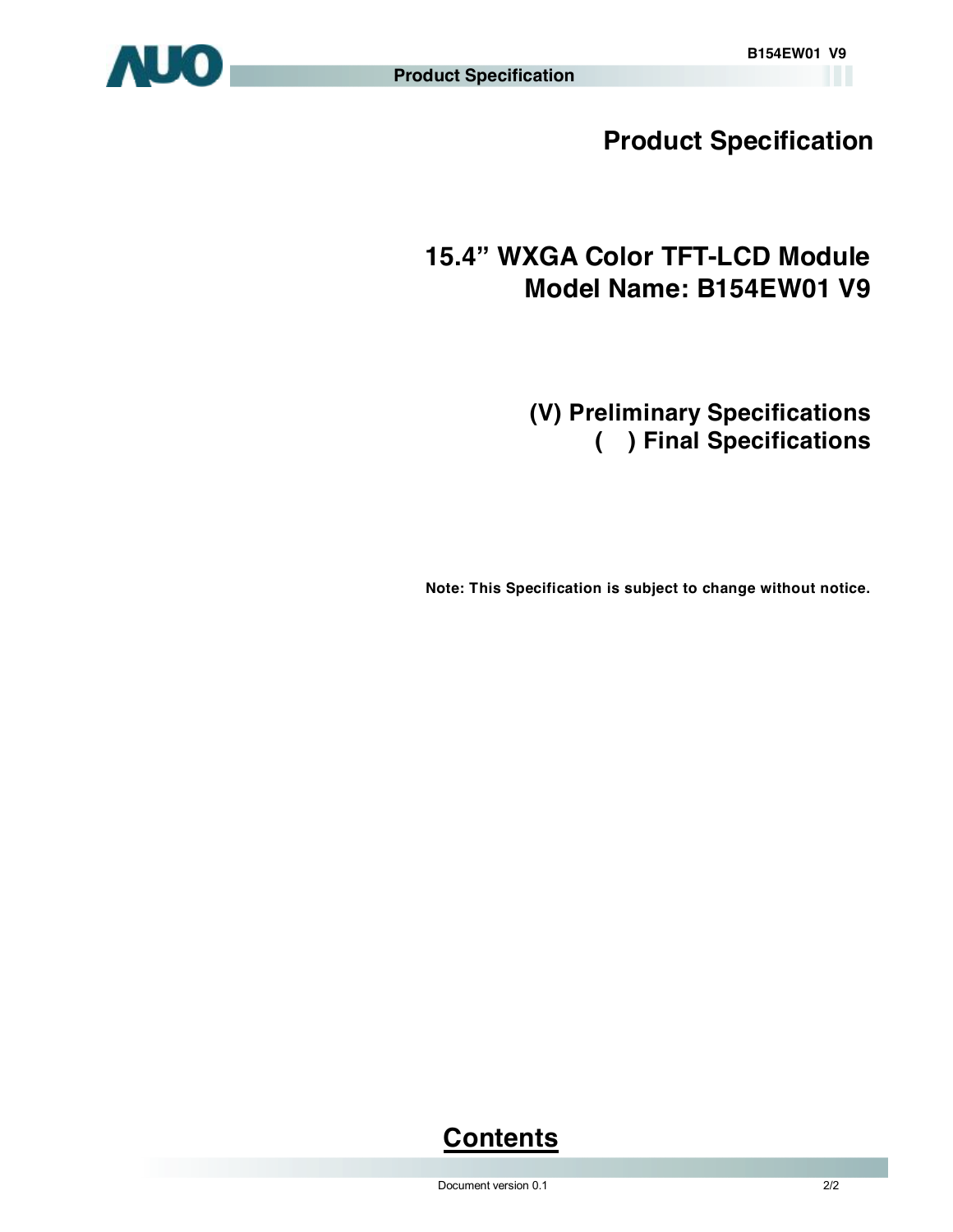# Product Specification

## 15.4" WXGA Color TFT-LCD Module
## Model Name: B154EW01 V9

**(V) Preliminary Specifications**
**(   ) Final Specifications**

**Note: This Specification is subject to change without notice.**

## Contents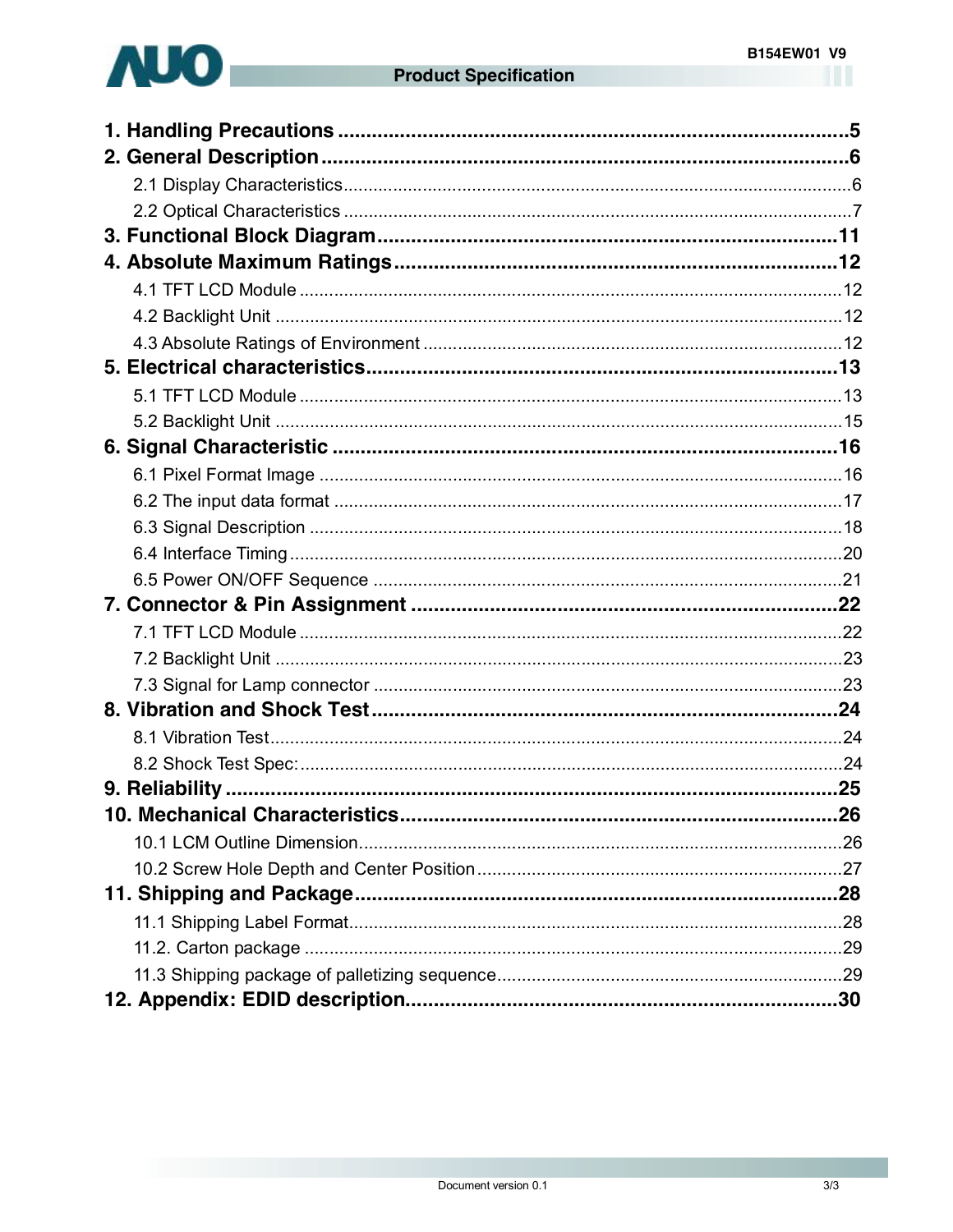1. Handling Precautions ..........5

2. General Description ..........6

    2.1 Display Characteristics ..........6

    2.2 Optical Characteristics ..........7

3. Functional Block Diagram ..........11

4. Absolute Maximum Ratings ..........12

    4.1 TFT LCD Module ..........12

    4.2 Backlight Unit ..........12

    4.3 Absolute Ratings of Environment ..........12

5. Electrical characteristics ..........13

    5.1 TFT LCD Module ..........13

    5.2 Backlight Unit ..........15

6. Signal Characteristic ..........16

    6.1 Pixel Format Image ..........16

    6.2 The input data format ..........17

    6.3 Signal Description ..........18

    6.4 Interface Timing ..........20

    6.5 Power ON/OFF Sequence ..........21

7. Connector & Pin Assignment ..........22

    7.1 TFT LCD Module ..........22

    7.2 Backlight Unit ..........23

    7.3 Signal for Lamp connector ..........23

8. Vibration and Shock Test ..........24

    8.1 Vibration Test ..........24

    8.2 Shock Test Spec: ..........24

9. Reliability ..........25

10. Mechanical Characteristics ..........26

    10.1 LCM Outline Dimension ..........26

    10.2 Screw Hole Depth and Center Position ..........27

11. Shipping and Package ..........28

    11.1 Shipping Label Format ..........28

    11.2. Carton package ..........29

    11.3 Shipping package of palletizing sequence ..........29

12. Appendix: EDID description ..........30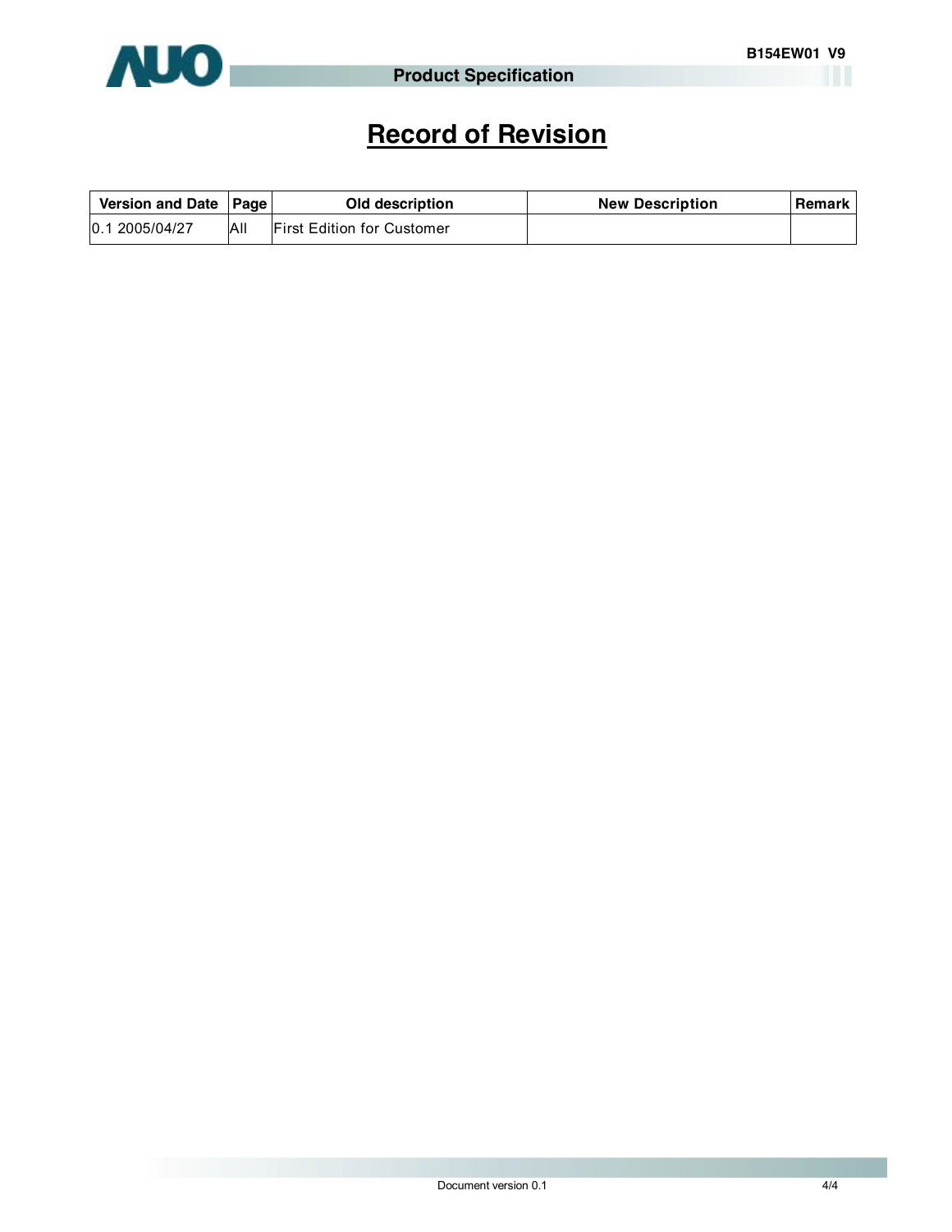# Record of Revision

| Version and Date | Page | Old description | New Description | Remark |
|---|---|---|---|---|
| 0.1 2005/04/27 | All | First Edition for Customer | | |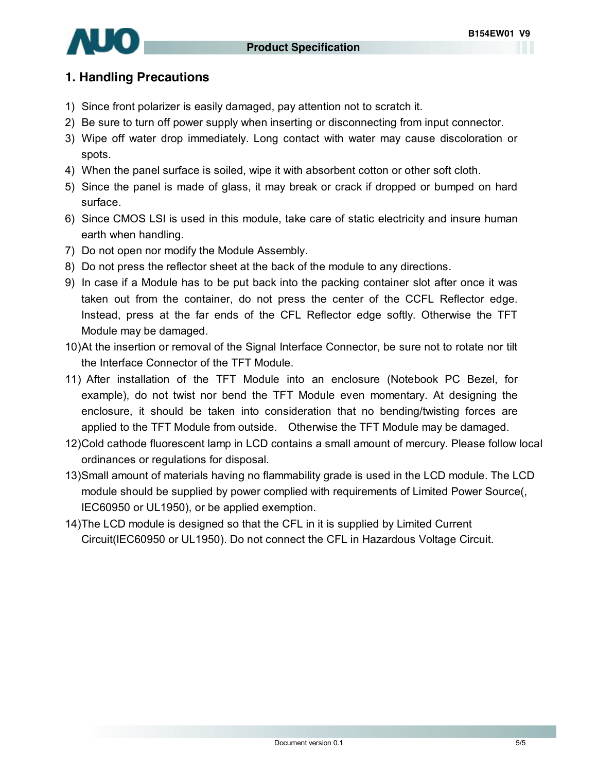## 1. Handling Precautions

1) Since front polarizer is easily damaged, pay attention not to scratch it.
2) Be sure to turn off power supply when inserting or disconnecting from input connector.
3) Wipe off water drop immediately. Long contact with water may cause discoloration or spots.
4) When the panel surface is soiled, wipe it with absorbent cotton or other soft cloth.
5) Since the panel is made of glass, it may break or crack if dropped or bumped on hard surface.
6) Since CMOS LSI is used in this module, take care of static electricity and insure human earth when handling.
7) Do not open nor modify the Module Assembly.
8) Do not press the reflector sheet at the back of the module to any directions.
9) In case if a Module has to be put back into the packing container slot after once it was taken out from the container, do not press the center of the CCFL Reflector edge. Instead, press at the far ends of the CFL Reflector edge softly. Otherwise the TFT Module may be damaged.
10) At the insertion or removal of the Signal Interface Connector, be sure not to rotate nor tilt the Interface Connector of the TFT Module.
11) After installation of the TFT Module into an enclosure (Notebook PC Bezel, for example), do not twist nor bend the TFT Module even momentary. At designing the enclosure, it should be taken into consideration that no bending/twisting forces are applied to the TFT Module from outside. Otherwise the TFT Module may be damaged.
12) Cold cathode fluorescent lamp in LCD contains a small amount of mercury. Please follow local ordinances or regulations for disposal.
13) Small amount of materials having no flammability grade is used in the LCD module. The LCD module should be supplied by power complied with requirements of Limited Power Source(, IEC60950 or UL1950), or be applied exemption.
14) The LCD module is designed so that the CFL in it is supplied by Limited Current Circuit(IEC60950 or UL1950). Do not connect the CFL in Hazardous Voltage Circuit.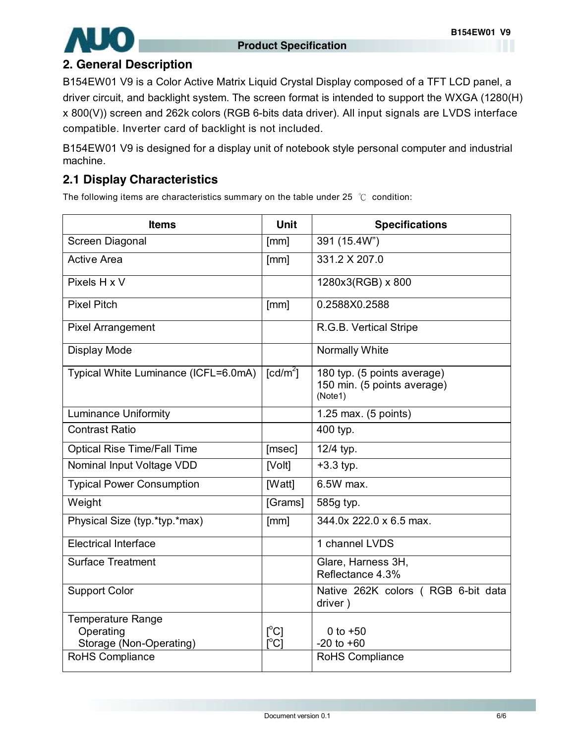## 2. General Description

B154EW01 V9 is a Color Active Matrix Liquid Crystal Display composed of a TFT LCD panel, a driver circuit, and backlight system. The screen format is intended to support the WXGA (1280(H) x 800(V)) screen and 262k colors (RGB 6-bits data driver). All input signals are LVDS interface compatible. Inverter card of backlight is not included.

B154EW01 V9 is designed for a display unit of notebook style personal computer and industrial machine.

### 2.1 Display Characteristics

The following items are characteristics summary on the table under 25 ℃ condition:

| Items | Unit | Specifications |
|---|---|---|
| Screen Diagonal | [mm] | 391 (15.4W") |
| Active Area | [mm] | 331.2 X 207.0 |
| Pixels H x V | | 1280x3(RGB) x 800 |
| Pixel Pitch | [mm] | 0.2588X0.2588 |
| Pixel Arrangement | | R.G.B. Vertical Stripe |
| Display Mode | | Normally White |
| Typical White Luminance (ICFL=6.0mA) | [cd/m$^2$] | 180 typ. (5 points average)<br>150 min. (5 points average)<br>(Note1) |
| Luminance Uniformity | | 1.25 max. (5 points) |
| Contrast Ratio | | 400 typ. |
| Optical Rise Time/Fall Time | [msec] | 12/4 typ. |
| Nominal Input Voltage VDD | [Volt] | +3.3 typ. |
| Typical Power Consumption | [Watt] | 6.5W max. |
| Weight | [Grams] | 585g typ. |
| Physical Size (typ.*typ.*max) | [mm] | 344.0x 222.0 x 6.5 max. |
| Electrical Interface | | 1 channel LVDS |
| Surface Treatment | | Glare, Harness 3H,<br>Reflectance 4.3% |
| Support Color | | Native 262K colors ( RGB 6-bit data driver ) |
| Temperature Range<br>Operating<br>Storage (Non-Operating) | <br>[$^o$C]<br>[$^o$C] | <br>0 to +50<br>-20 to +60 |
| RoHS Compliance | | RoHS Compliance |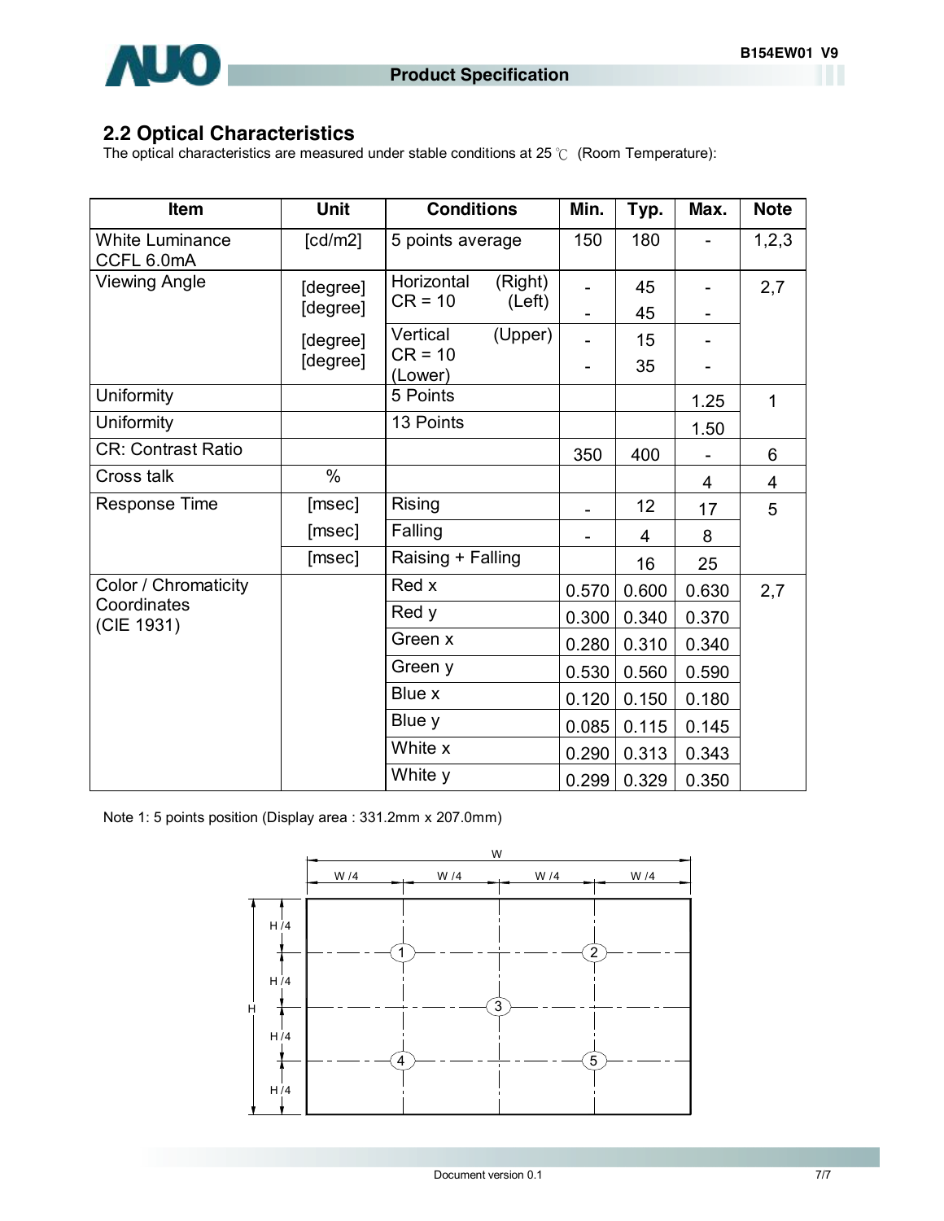## 2.2 Optical Characteristics

The optical characteristics are measured under stable conditions at 25 ℃ (Room Temperature):

| Item | Unit | Conditions | Min. | Typ. | Max. | Note |
|---|---|---|---|---|---|---|
| White Luminance CCFL 6.0mA | [cd/m2] | 5 points average | 150 | 180 | - | 1,2,3 |
| Viewing Angle | [degree] | Horizontal (Right) CR = 10 | - | 45 | - | 2,7 |
| | [degree] | (Left) | - | 45 | - | |
| | [degree] | Vertical (Upper) CR = 10 | - | 15 | - | |
| | [degree] | (Lower) | - | 35 | - | |
| Uniformity | | 5 Points | | | 1.25 | 1 |
| Uniformity | | 13 Points | | | 1.50 | |
| CR: Contrast Ratio | | | 350 | 400 | - | 6 |
| Cross talk | % | | | | 4 | 4 |
| Response Time | [msec] | Rising | - | 12 | 17 | 5 |
| | [msec] | Falling | - | 4 | 8 | |
| | [msec] | Raising + Falling | | 16 | 25 | |
| Color / Chromaticity Coordinates (CIE 1931) | | Red x | 0.570 | 0.600 | 0.630 | 2,7 |
| | | Red y | 0.300 | 0.340 | 0.370 | |
| | | Green x | 0.280 | 0.310 | 0.340 | |
| | | Green y | 0.530 | 0.560 | 0.590 | |
| | | Blue x | 0.120 | 0.150 | 0.180 | |
| | | Blue y | 0.085 | 0.115 | 0.145 | |
| | | White x | 0.290 | 0.313 | 0.343 | |
| | | White y | 0.299 | 0.329 | 0.350 | |

Note 1: 5 points position (Display area : 331.2mm x 207.0mm)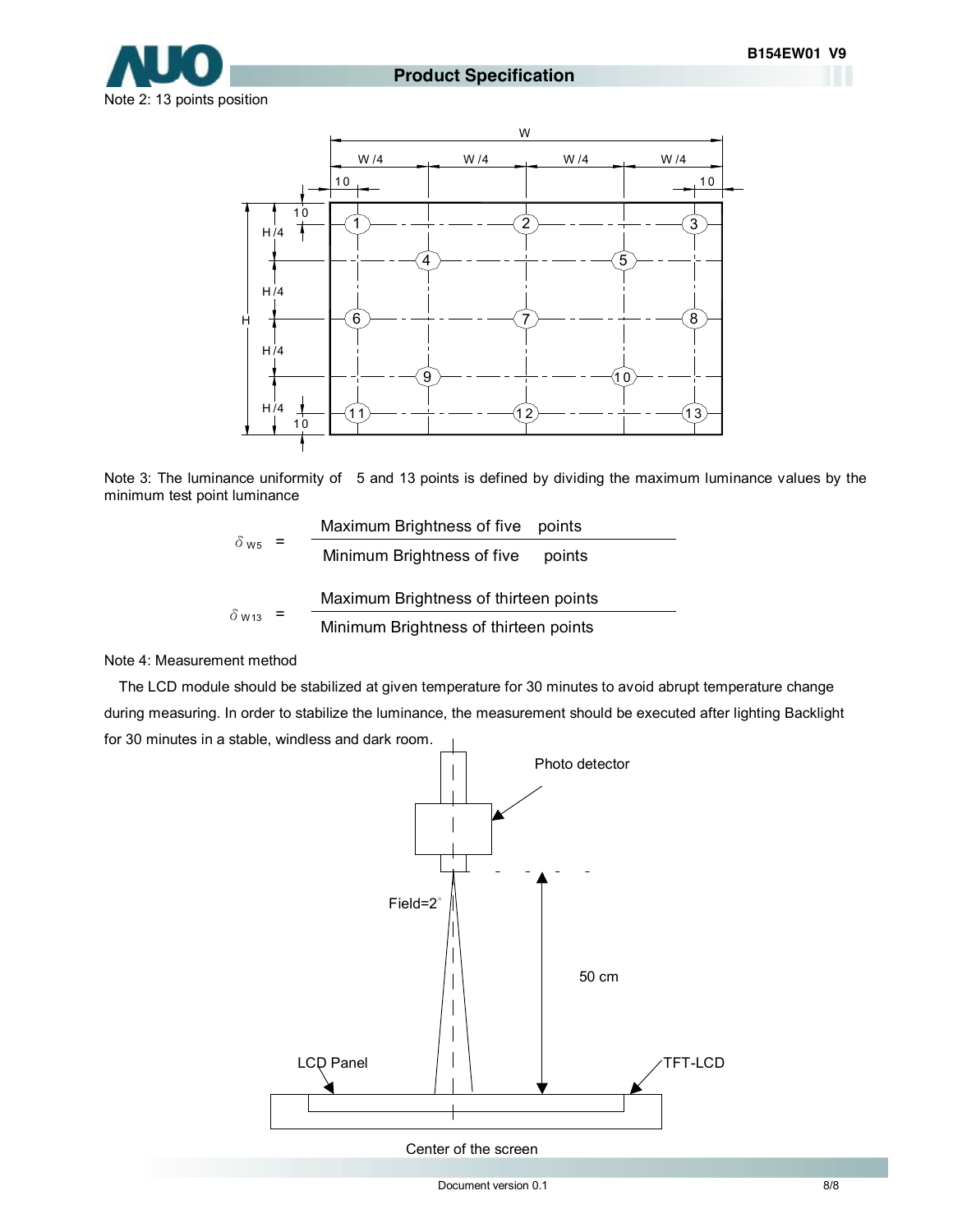Note 2: 13 points position

Note 3: The luminance uniformity of 5 and 13 points is defined by dividing the maximum luminance values by the minimum test point luminance

$$\delta_{W5} = \frac{\text{Maximum Brightness of five points}}{\text{Minimum Brightness of five points}}$$

$$\delta_{W13} = \frac{\text{Maximum Brightness of thirteen points}}{\text{Minimum Brightness of thirteen points}}$$

Note 4: Measurement method

The LCD module should be stabilized at given temperature for 30 minutes to avoid abrupt temperature change during measuring. In order to stabilize the luminance, the measurement should be executed after lighting Backlight for 30 minutes in a stable, windless and dark room.

Center of the screen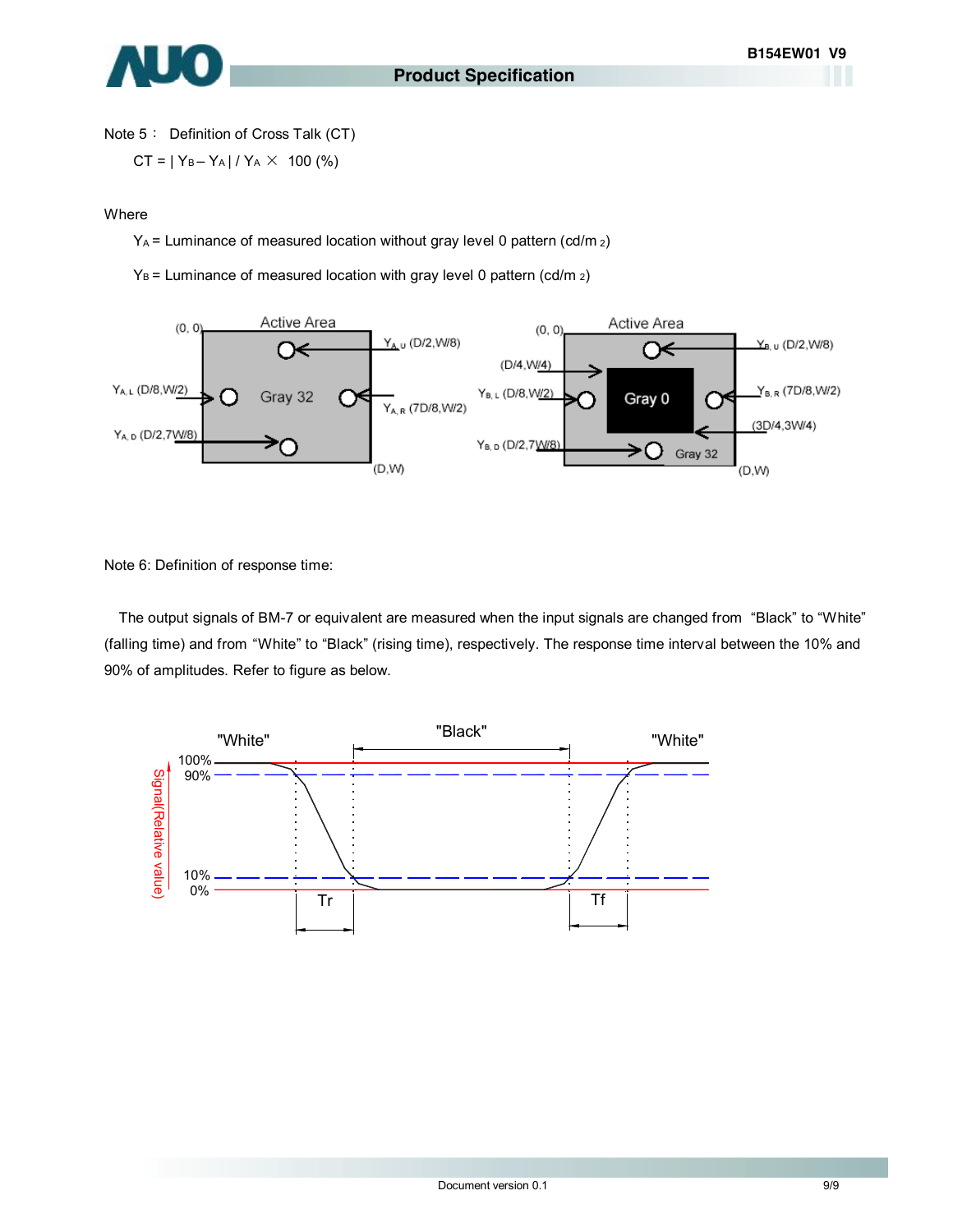Note 5： Definition of Cross Talk (CT)

$CT = | Y_B - Y_A | / Y_A \times 100$ (%)

Where

$Y_A$ = Luminance of measured location without gray level 0 pattern (cd/m 2)

$Y_B$ = Luminance of measured location with gray level 0 pattern (cd/m 2)

Note 6: Definition of response time:

The output signals of BM-7 or equivalent are measured when the input signals are changed from "Black" to "White" (falling time) and from "White" to "Black" (rising time), respectively. The response time interval between the 10% and 90% of amplitudes. Refer to figure as below.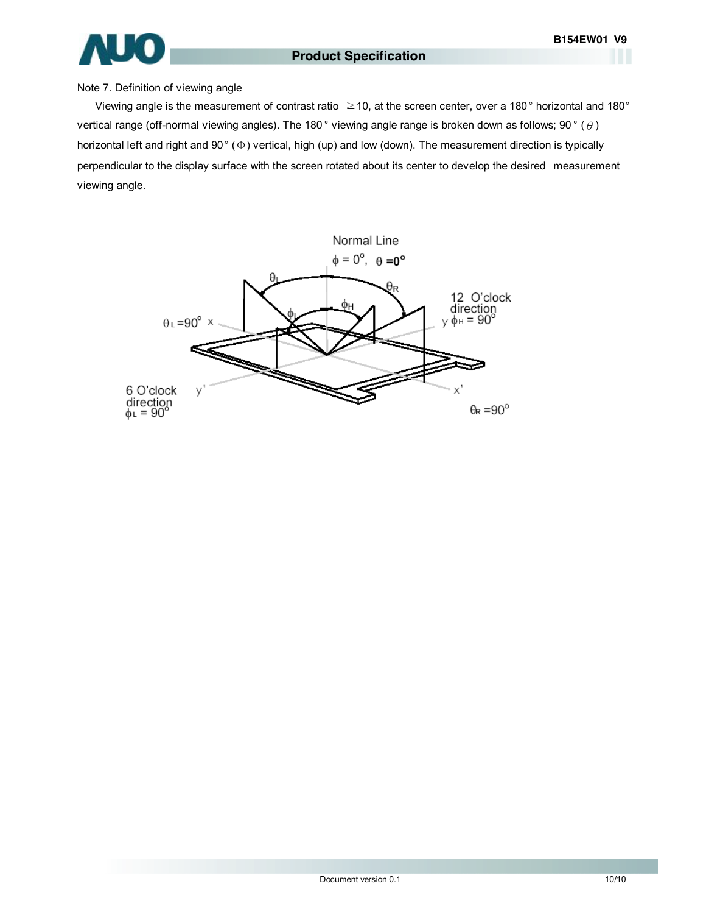Note 7. Definition of viewing angle

Viewing angle is the measurement of contrast ratio ≧10, at the screen center, over a 180° horizontal and 180° vertical range (off-normal viewing angles). The 180° viewing angle range is broken down as follows; 90° ($\theta$) horizontal left and right and 90° ($\Phi$) vertical, high (up) and low (down). The measurement direction is typically perpendicular to the display surface with the screen rotated about its center to develop the desired measurement viewing angle.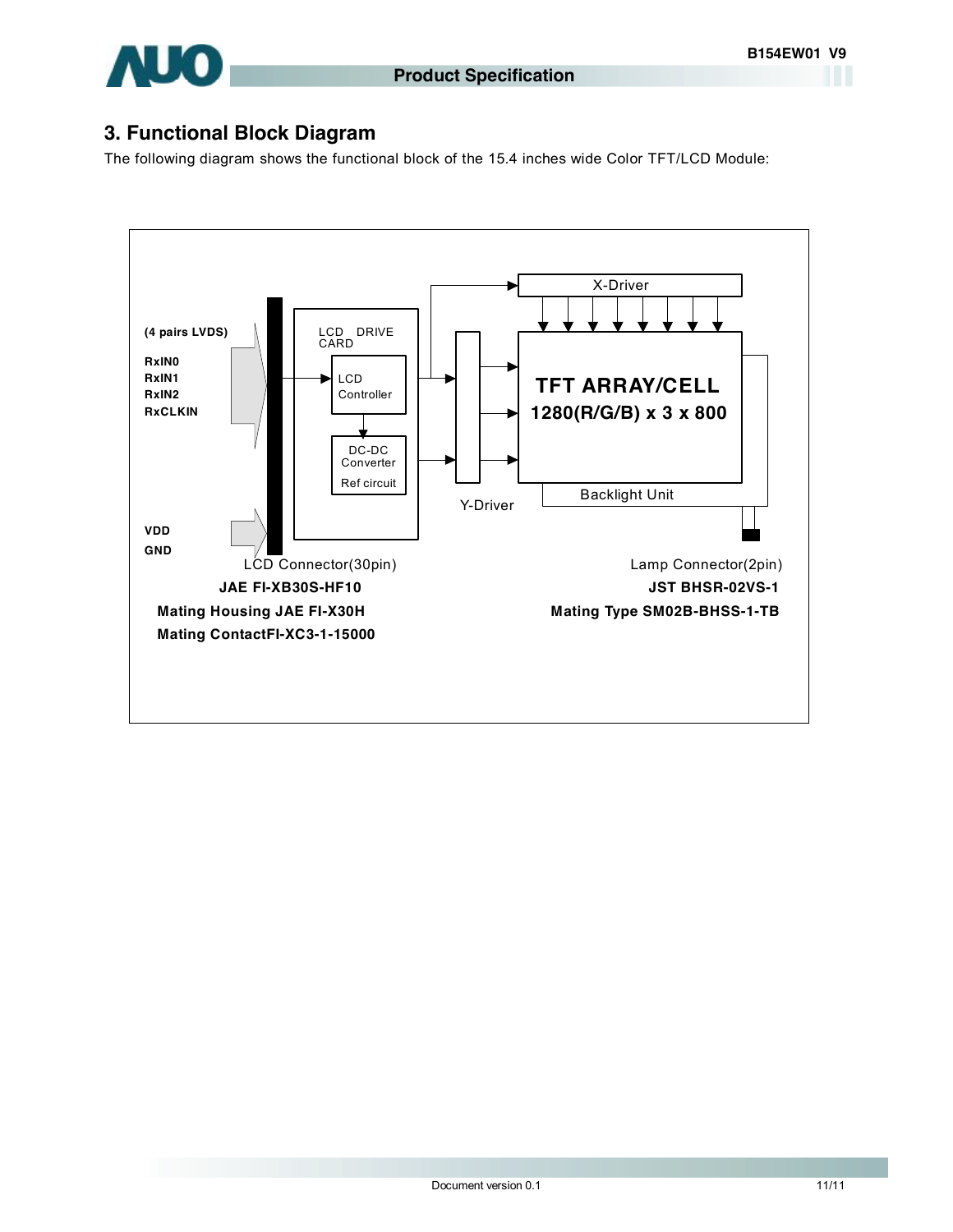## 3. Functional Block Diagram

The following diagram shows the functional block of the 15.4 inches wide Color TFT/LCD Module:

(4 pairs LVDS)

RxIN0
RxIN1
RxIN2
RxCLKIN

VDD
GND

LCD DRIVE CARD

LCD Controller

DC-DC Converter

Ref circuit

X-Driver

Y-Driver

TFT ARRAY/CELL
1280(R/G/B) x 3 x 800

Backlight Unit

LCD Connector(30pin)
**JAE FI-XB30S-HF10**
**Mating Housing JAE FI-X30H**
**Mating ContactFI-XC3-1-15000**

Lamp Connector(2pin)
**JST BHSR-02VS-1**
**Mating Type SM02B-BHSS-1-TB**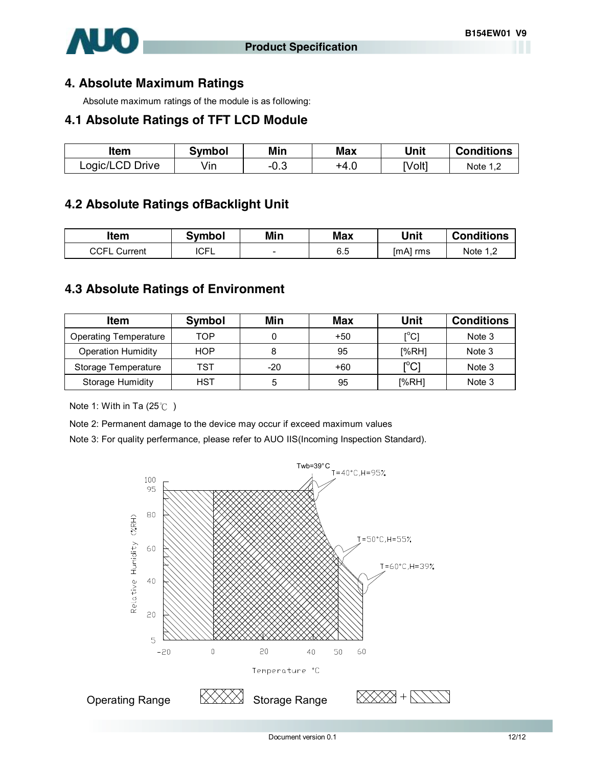## 4. Absolute Maximum Ratings

Absolute maximum ratings of the module is as following:

### 4.1 Absolute Ratings of TFT LCD Module

| Item | Symbol | Min | Max | Unit | Conditions |
|---|---|---|---|---|---|
| Logic/LCD Drive | Vin | -0.3 | +4.0 | [Volt] | Note 1,2 |

### 4.2 Absolute Ratings ofBacklight Unit

| Item | Symbol | Min | Max | Unit | Conditions |
|---|---|---|---|---|---|
| CCFL Current | ICFL | - | 6.5 | [mA] rms | Note 1,2 |

### 4.3 Absolute Ratings of Environment

| Item | Symbol | Min | Max | Unit | Conditions |
|---|---|---|---|---|---|
| Operating Temperature | TOP | 0 | +50 | [°C] | Note 3 |
| Operation Humidity | HOP | 8 | 95 | [%RH] | Note 3 |
| Storage Temperature | TST | -20 | +60 | [°C] | Note 3 |
| Storage Humidity | HST | 5 | 95 | [%RH] | Note 3 |

Note 1: With in Ta (25℃ )

Note 2: Permanent damage to the device may occur if exceed maximum values

Note 3: For quality perfermance, please refer to AUO IIS(Incoming Inspection Standard).

Twb=39°C

T=40°C,H=95%

T=50°C,H=55%

T=60°C,H=39%

Relative Humidity (%RH)

Temperature °C

Operating Range

Storage Range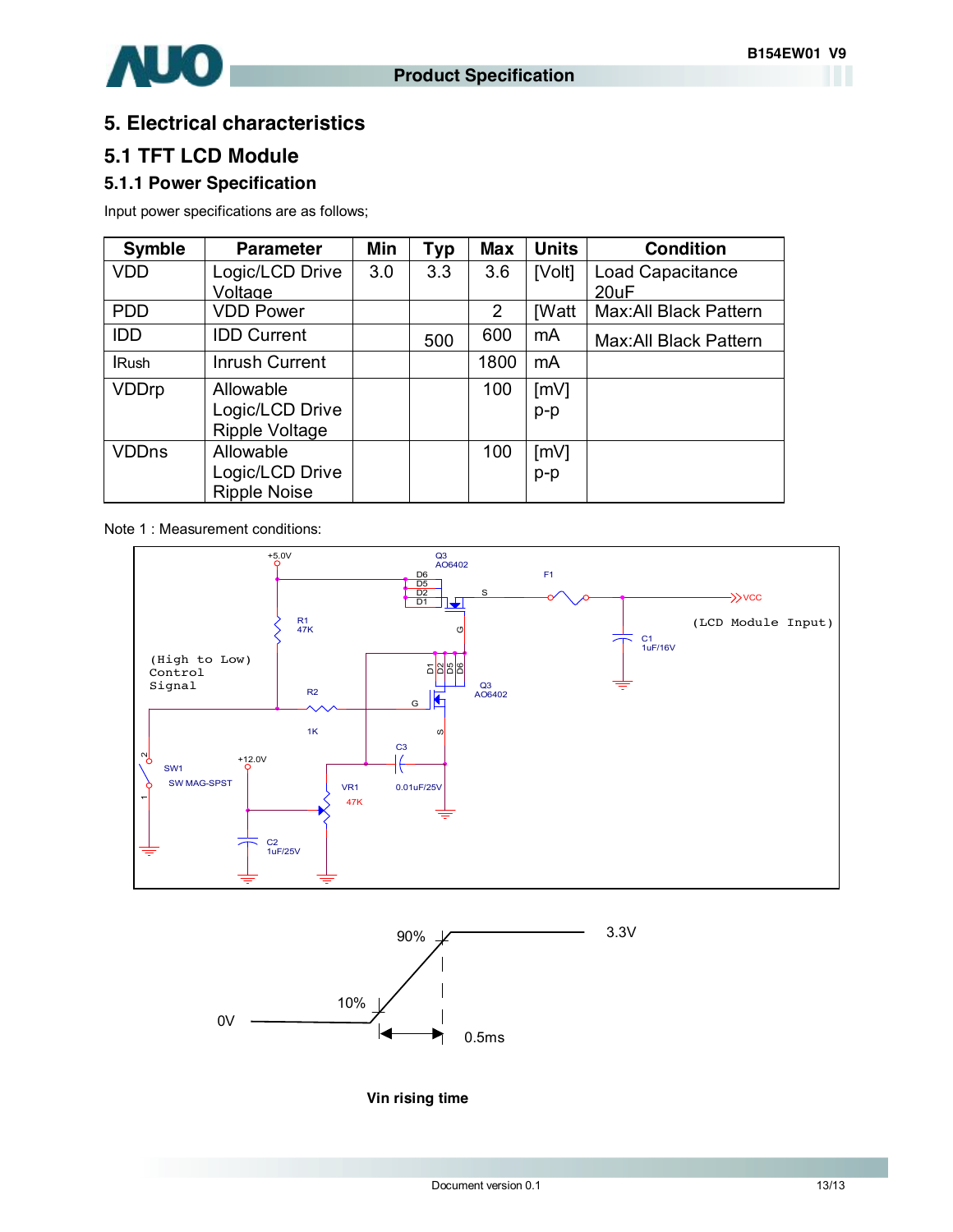# 5. Electrical characteristics

## 5.1 TFT LCD Module

### 5.1.1 Power Specification

Input power specifications are as follows;

| Symble | Parameter | Min | Typ | Max | Units | Condition |
|---|---|---|---|---|---|---|
| VDD | Logic/LCD Drive Voltage | 3.0 | 3.3 | 3.6 | [Volt] | Load Capacitance 20uF |
| PDD | VDD Power | | | 2 | [Watt | Max:All Black Pattern |
| IDD | IDD Current | | 500 | 600 | mA | Max:All Black Pattern |
| IRush | Inrush Current | | | 1800 | mA | |
| VDDrp | Allowable Logic/LCD Drive Ripple Voltage | | | 100 | [mV] p-p | |
| VDDns | Allowable Logic/LCD Drive Ripple Noise | | | 100 | [mV] p-p | |

Note 1 : Measurement conditions:

+5.0V, Q3 AO6402, F1, VCC (LCD Module Input), R1 47K, C1 1uF/16V, (High to Low) Control Signal, R2 1K, Q3 AO6402, C3 0.01uF/25V, SW1 SW MAG-SPST, +12.0V, VR1 47K, C2 1uF/25V

90% — 3.3V

10% — 0V

0.5ms

**Vin rising time**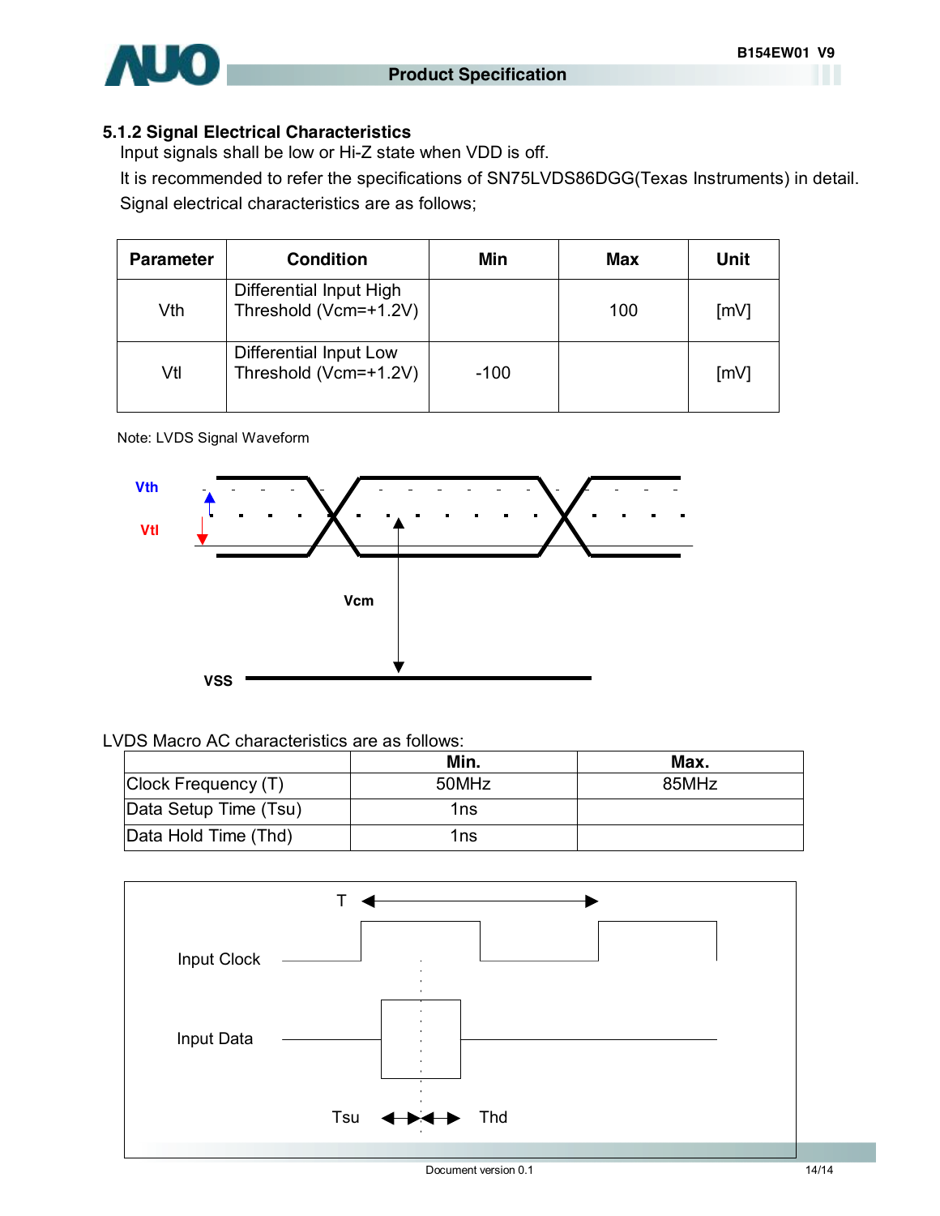### 5.1.2 Signal Electrical Characteristics

Input signals shall be low or Hi-Z state when VDD is off.

It is recommended to refer the specifications of SN75LVDS86DGG(Texas Instruments) in detail.

Signal electrical characteristics are as follows;

| Parameter | Condition | Min | Max | Unit |
|---|---|---|---|---|
| Vth | Differential Input High Threshold (Vcm=+1.2V) | | 100 | [mV] |
| Vtl | Differential Input Low Threshold (Vcm=+1.2V) | -100 | | [mV] |

Note: LVDS Signal Waveform

LVDS Macro AC characteristics are as follows:

| | Min. | Max. |
|---|---|---|
| Clock Frequency (T) | 50MHz | 85MHz |
| Data Setup Time (Tsu) | 1ns | |
| Data Hold Time (Thd) | 1ns | |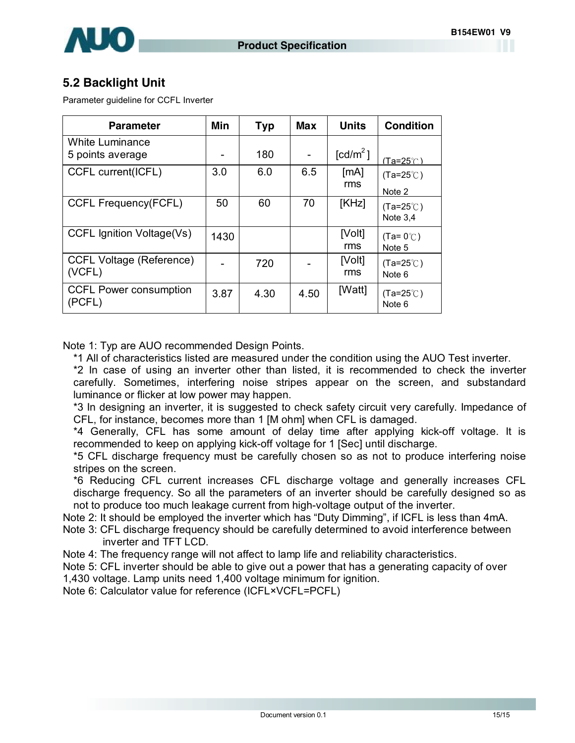## 5.2 Backlight Unit

Parameter guideline for CCFL Inverter

| Parameter | Min | Typ | Max | Units | Condition |
|---|---|---|---|---|---|
| White Luminance 5 points average | - | 180 | - | [cd/$m^2$] | (Ta=25℃) |
| CCFL current(ICFL) | 3.0 | 6.0 | 6.5 | [mA] rms | (Ta=25℃) Note 2 |
| CCFL Frequency(FCFL) | 50 | 60 | 70 | [KHz] | (Ta=25℃) Note 3,4 |
| CCFL Ignition Voltage(Vs) | 1430 | | | [Volt] rms | (Ta= 0℃) Note 5 |
| CCFL Voltage (Reference) (VCFL) | - | 720 | - | [Volt] rms | (Ta=25℃) Note 6 |
| CCFL Power consumption (PCFL) | 3.87 | 4.30 | 4.50 | [Watt] | (Ta=25℃) Note 6 |

Note 1: Typ are AUO recommended Design Points.

*1 All of characteristics listed are measured under the condition using the AUO Test inverter.

*2 In case of using an inverter other than listed, it is recommended to check the inverter carefully. Sometimes, interfering noise stripes appear on the screen, and substandard luminance or flicker at low power may happen.

*3 In designing an inverter, it is suggested to check safety circuit very carefully. Impedance of CFL, for instance, becomes more than 1 [M ohm] when CFL is damaged.

*4 Generally, CFL has some amount of delay time after applying kick-off voltage. It is recommended to keep on applying kick-off voltage for 1 [Sec] until discharge.

*5 CFL discharge frequency must be carefully chosen so as not to produce interfering noise stripes on the screen.

*6 Reducing CFL current increases CFL discharge voltage and generally increases CFL discharge frequency. So all the parameters of an inverter should be carefully designed so as not to produce too much leakage current from high-voltage output of the inverter.

Note 2: It should be employed the inverter which has "Duty Dimming", if ICFL is less than 4mA.

Note 3: CFL discharge frequency should be carefully determined to avoid interference between inverter and TFT LCD.

Note 4: The frequency range will not affect to lamp life and reliability characteristics.

Note 5: CFL inverter should be able to give out a power that has a generating capacity of over 1,430 voltage. Lamp units need 1,400 voltage minimum for ignition.

Note 6: Calculator value for reference (ICFL×VCFL=PCFL)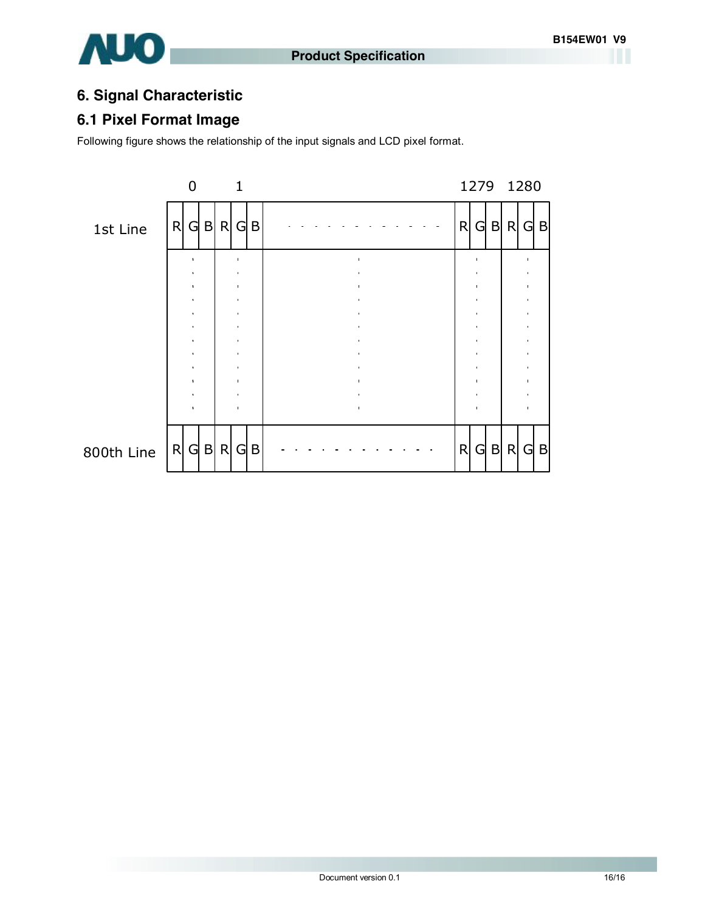# 6. Signal Characteristic

## 6.1 Pixel Format Image

Following figure shows the relationship of the input signals and LCD pixel format.

| | 0 | | | 1 | | | | 1279 | | | 1280 | | |
|---|---|---|---|---|---|---|---|---|---|---|---|---|---|
| 1st Line | R | G | B | R | G | B | - - - - - - - - - - - - | R | G | B | R | G | B |
| | ⋮ | | | ⋮ | | | ⋮ | ⋮ | | | ⋮ | | |
| 800th Line | R | G | B | R | G | B | - - - - - - - - - - - - | R | G | B | R | G | B |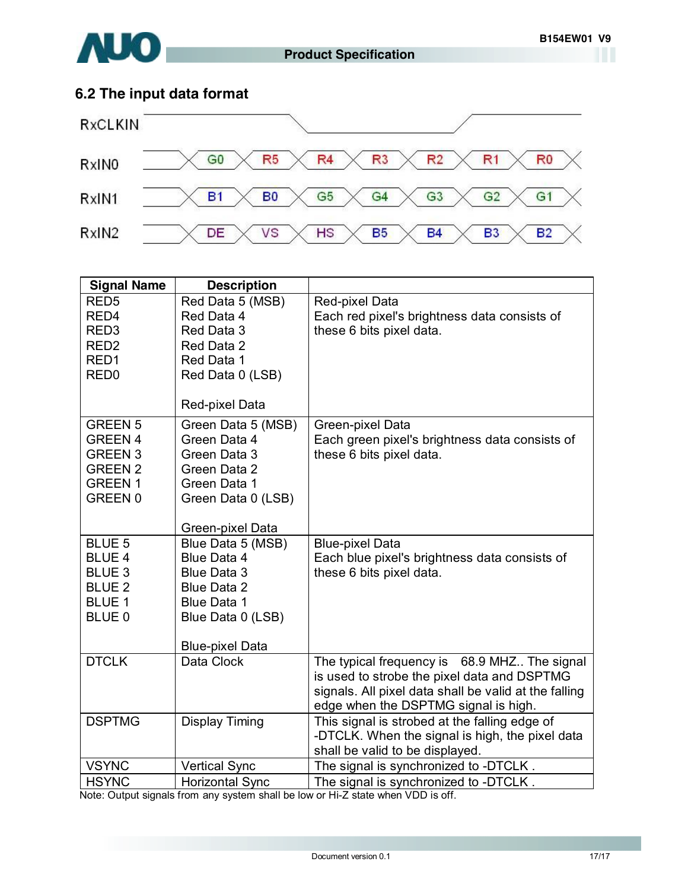## 6.2 The input data format

| RxCLKIN | | | | | | | |
|---|---|---|---|---|---|---|---|
| RxIN0 | G0 | R5 | R4 | R3 | R2 | R1 | R0 |
| RxIN1 | B1 | B0 | G5 | G4 | G3 | G2 | G1 |
| RxIN2 | DE | VS | HS | B5 | B4 | B3 | B2 |

| Signal Name | Description | |
|---|---|---|
| RED5<br>RED4<br>RED3<br>RED2<br>RED1<br>RED0 | Red Data 5 (MSB)<br>Red Data 4<br>Red Data 3<br>Red Data 2<br>Red Data 1<br>Red Data 0 (LSB)<br><br>Red-pixel Data | Red-pixel Data<br>Each red pixel's brightness data consists of these 6 bits pixel data. |
| GREEN 5<br>GREEN 4<br>GREEN 3<br>GREEN 2<br>GREEN 1<br>GREEN 0 | Green Data 5 (MSB)<br>Green Data 4<br>Green Data 3<br>Green Data 2<br>Green Data 1<br>Green Data 0 (LSB)<br><br>Green-pixel Data | Green-pixel Data<br>Each green pixel's brightness data consists of these 6 bits pixel data. |
| BLUE 5<br>BLUE 4<br>BLUE 3<br>BLUE 2<br>BLUE 1<br>BLUE 0 | Blue Data 5 (MSB)<br>Blue Data 4<br>Blue Data 3<br>Blue Data 2<br>Blue Data 1<br>Blue Data 0 (LSB)<br><br>Blue-pixel Data | Blue-pixel Data<br>Each blue pixel's brightness data consists of these 6 bits pixel data. |
| DTCLK | Data Clock | The typical frequency is 68.9 MHZ.. The signal is used to strobe the pixel data and DSPTMG signals. All pixel data shall be valid at the falling edge when the DSPTMG signal is high. |
| DSPTMG | Display Timing | This signal is strobed at the falling edge of -DTCLK. When the signal is high, the pixel data shall be valid to be displayed. |
| VSYNC | Vertical Sync | The signal is synchronized to -DTCLK . |
| HSYNC | Horizontal Sync | The signal is synchronized to -DTCLK . |

Note: Output signals from any system shall be low or Hi-Z state when VDD is off.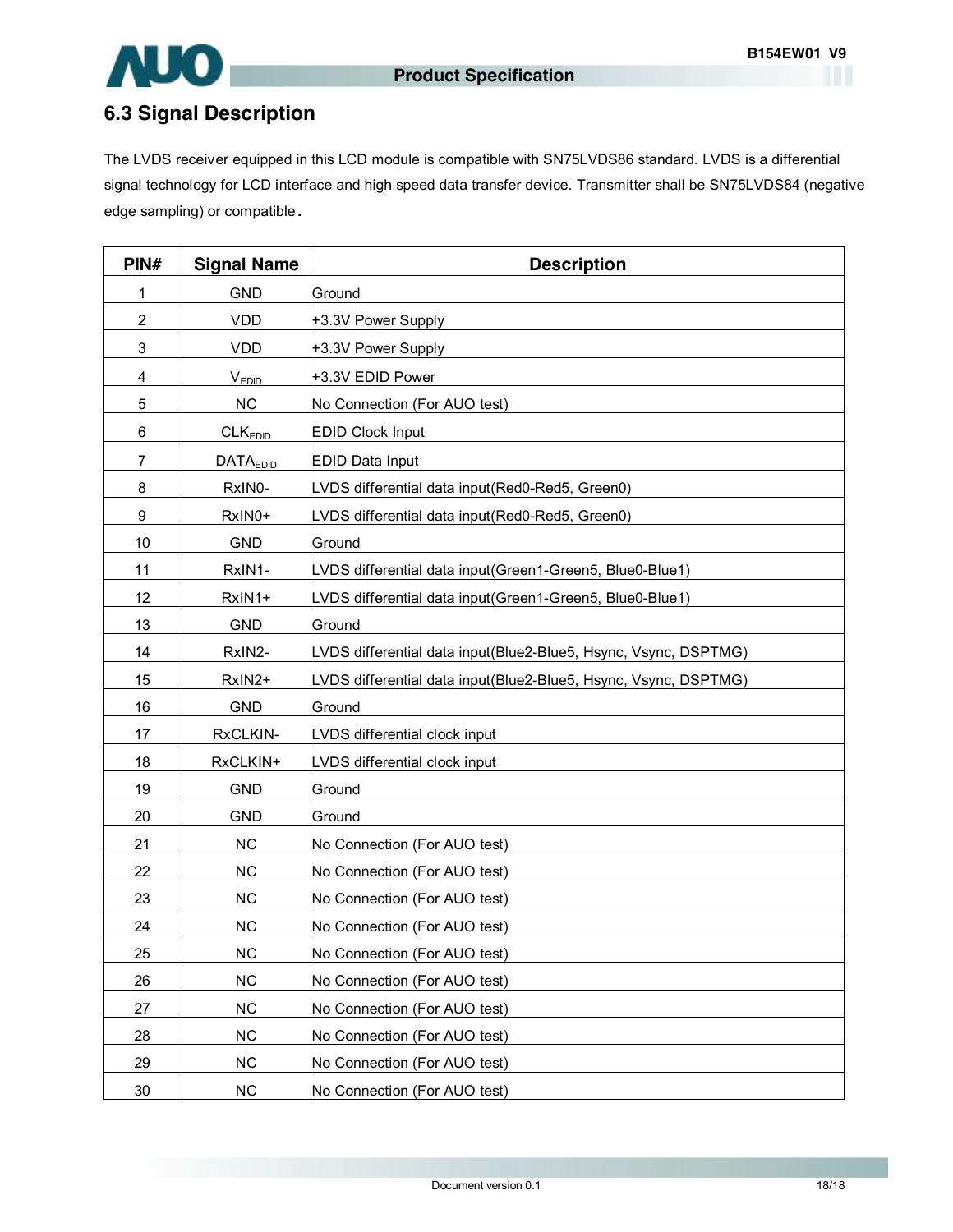## 6.3 Signal Description

The LVDS receiver equipped in this LCD module is compatible with SN75LVDS86 standard. LVDS is a differential signal technology for LCD interface and high speed data transfer device. Transmitter shall be SN75LVDS84 (negative edge sampling) or compatible.

| PIN# | Signal Name | Description |
|---|---|---|
| 1 | GND | Ground |
| 2 | VDD | +3.3V Power Supply |
| 3 | VDD | +3.3V Power Supply |
| 4 | $V_{EDID}$ | +3.3V EDID Power |
| 5 | NC | No Connection (For AUO test) |
| 6 | $CLK_{EDID}$ | EDID Clock Input |
| 7 | $DATA_{EDID}$ | EDID Data Input |
| 8 | RxIN0- | LVDS differential data input(Red0-Red5, Green0) |
| 9 | RxIN0+ | LVDS differential data input(Red0-Red5, Green0) |
| 10 | GND | Ground |
| 11 | RxIN1- | LVDS differential data input(Green1-Green5, Blue0-Blue1) |
| 12 | RxIN1+ | LVDS differential data input(Green1-Green5, Blue0-Blue1) |
| 13 | GND | Ground |
| 14 | RxIN2- | LVDS differential data input(Blue2-Blue5, Hsync, Vsync, DSPTMG) |
| 15 | RxIN2+ | LVDS differential data input(Blue2-Blue5, Hsync, Vsync, DSPTMG) |
| 16 | GND | Ground |
| 17 | RxCLKIN- | LVDS differential clock input |
| 18 | RxCLKIN+ | LVDS differential clock input |
| 19 | GND | Ground |
| 20 | GND | Ground |
| 21 | NC | No Connection (For AUO test) |
| 22 | NC | No Connection (For AUO test) |
| 23 | NC | No Connection (For AUO test) |
| 24 | NC | No Connection (For AUO test) |
| 25 | NC | No Connection (For AUO test) |
| 26 | NC | No Connection (For AUO test) |
| 27 | NC | No Connection (For AUO test) |
| 28 | NC | No Connection (For AUO test) |
| 29 | NC | No Connection (For AUO test) |
| 30 | NC | No Connection (For AUO test) |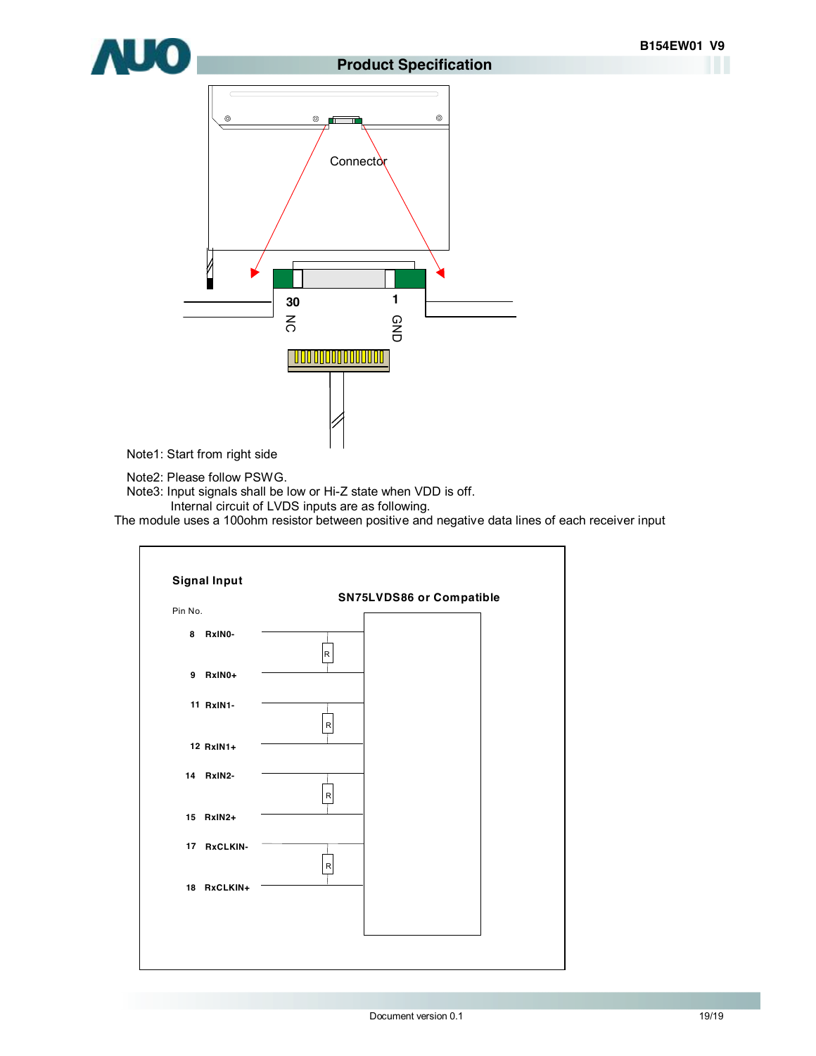Connector

30 NC

1 GND

Note1: Start from right side

Note2: Please follow PSWG.

Note3: Input signals shall be low or Hi-Z state when VDD is off.

Internal circuit of LVDS inputs are as following.

The module uses a 100ohm resistor between positive and negative data lines of each receiver input

**Signal Input**

**SN75LVDS86 or Compatible**

Pin No.

| Pin No. | Signal |
|---|---|
| 8 | RxIN0- |
| 9 | RxIN0+ |
| 11 | RxIN1- |
| 12 | RxIN1+ |
| 14 | RxIN2- |
| 15 | RxIN2+ |
| 17 | RxCLKIN- |
| 18 | RxCLKIN+ |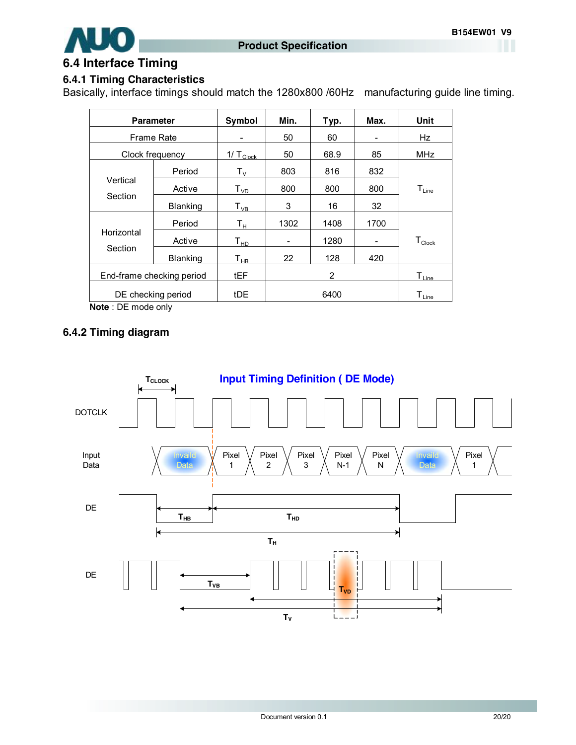## 6.4 Interface Timing

### 6.4.1 Timing Characteristics

Basically, interface timings should match the 1280x800 /60Hz manufacturing guide line timing.

| Parameter | | Symbol | Min. | Typ. | Max. | Unit |
|---|---|---|---|---|---|---|
| Frame Rate | | - | 50 | 60 | - | Hz |
| Clock frequency | | $1/T_{Clock}$ | 50 | 68.9 | 85 | MHz |
| Vertical Section | Period | $T_V$ | 803 | 816 | 832 | $T_{Line}$ |
| | Active | $T_{VD}$ | 800 | 800 | 800 | |
| | Blanking | $T_{VB}$ | 3 | 16 | 32 | |
| Horizontal Section | Period | $T_H$ | 1302 | 1408 | 1700 | $T_{Clock}$ |
| | Active | $T_{HD}$ | - | 1280 | - | |
| | Blanking | $T_{HB}$ | 22 | 128 | 420 | |
| End-frame checking period | | tEF | | 2 | | $T_{Line}$ |
| DE checking period | | tDE | | 6400 | | $T_{Line}$ |

**Note** : DE mode only

### 6.4.2 Timing diagram

**Input Timing Definition ( DE Mode)**

$T_{CLOCK}$

DOTCLK

Input Data: Invaild Data | Pixel 1 | Pixel 2 | Pixel 3 | Pixel N-1 | Pixel N | Invaild Data | Pixel 1

DE: $T_{HB}$, $T_{HD}$, $T_H$

DE: $T_{VB}$, $T_{VD}$, $T_V$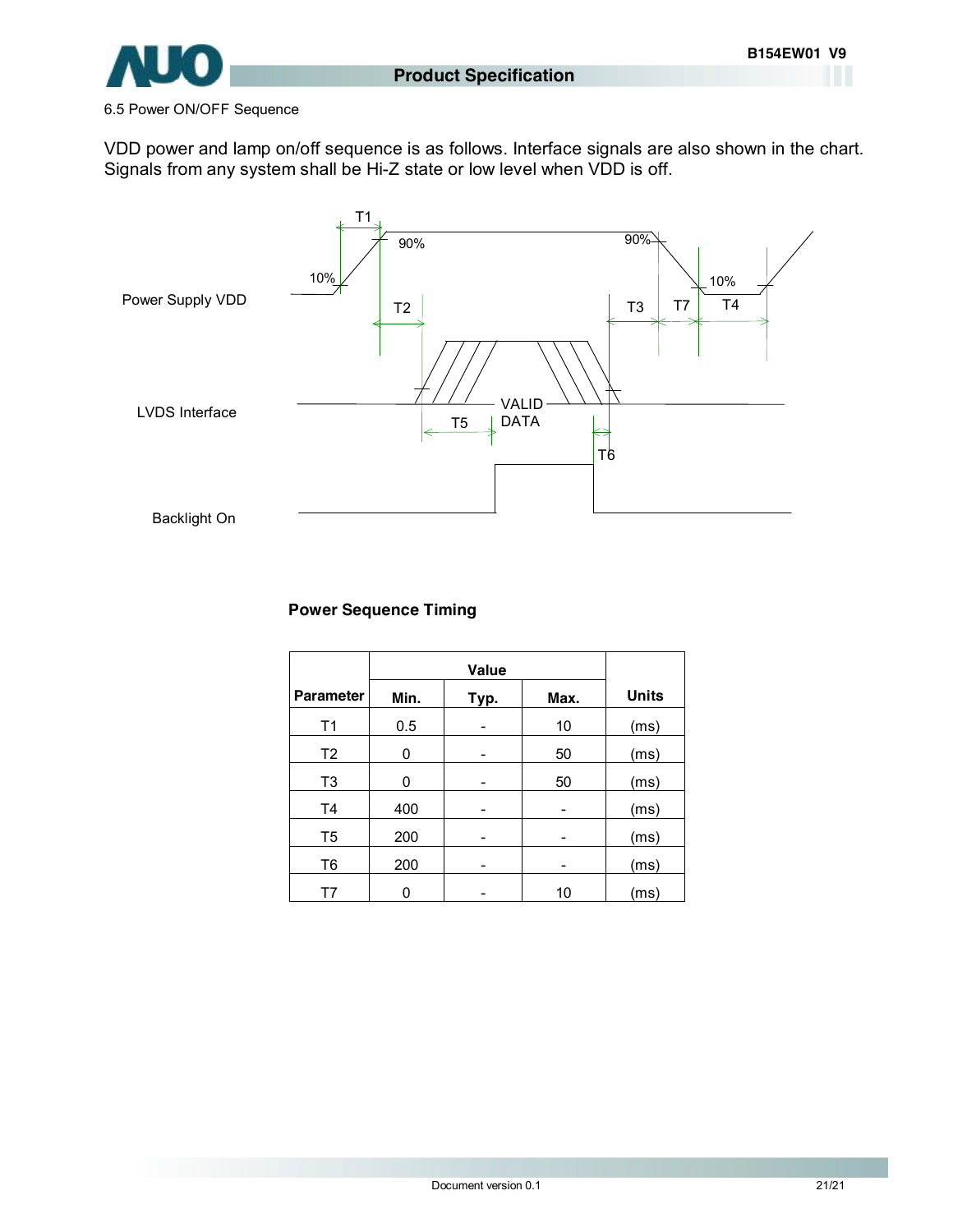6.5 Power ON/OFF Sequence

VDD power and lamp on/off sequence is as follows. Interface signals are also shown in the chart. Signals from any system shall be Hi-Z state or low level when VDD is off.

Power Supply VDD

LVDS Interface

Backlight On

VALID DATA

**Power Sequence Timing**

| Parameter | Value | | | Units |
|---|---|---|---|---|
| | Min. | Typ. | Max. | |
| T1 | 0.5 | - | 10 | (ms) |
| T2 | 0 | - | 50 | (ms) |
| T3 | 0 | - | 50 | (ms) |
| T4 | 400 | - | - | (ms) |
| T5 | 200 | - | - | (ms) |
| T6 | 200 | - | - | (ms) |
| T7 | 0 | - | 10 | (ms) |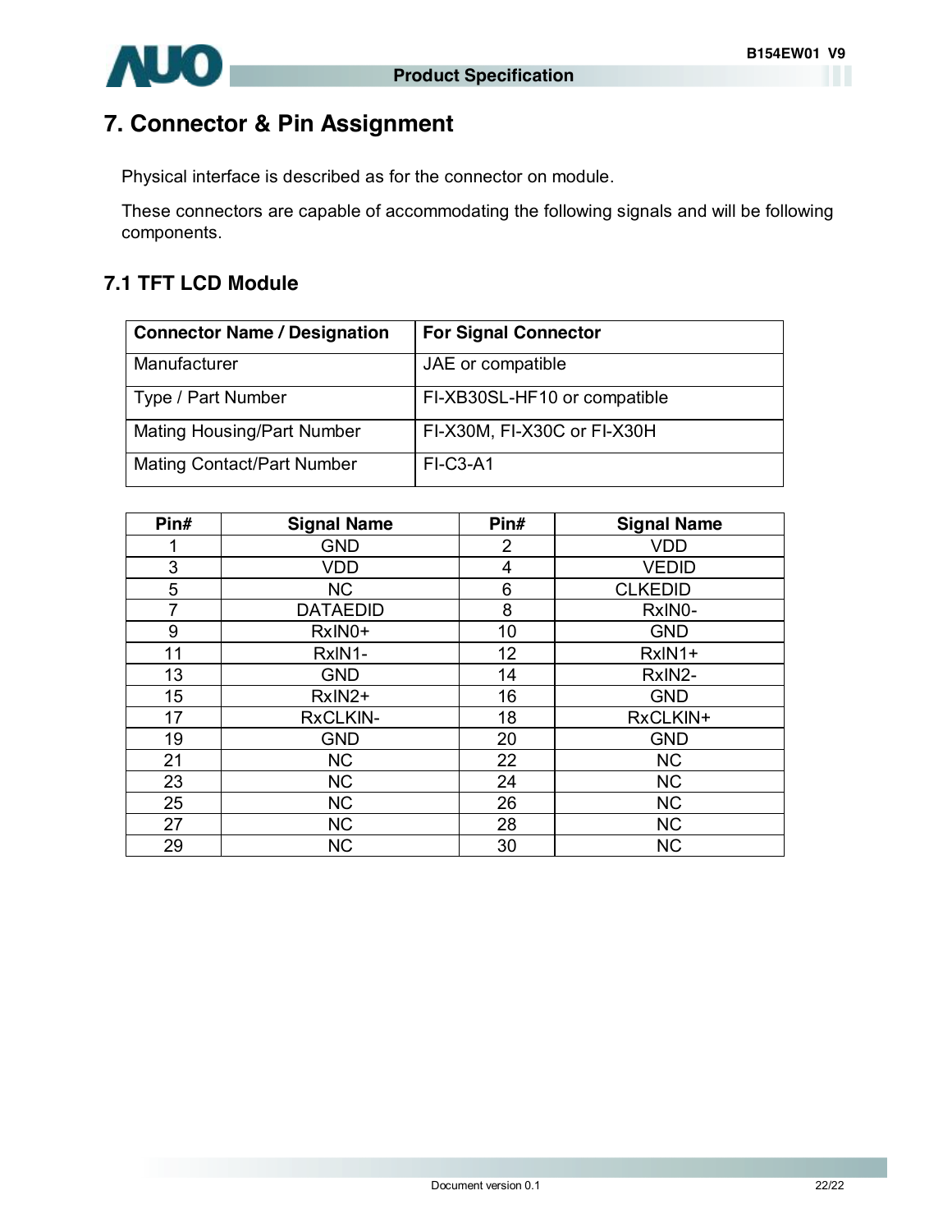# 7. Connector & Pin Assignment

Physical interface is described as for the connector on module.

These connectors are capable of accommodating the following signals and will be following components.

## 7.1 TFT LCD Module

| Connector Name / Designation | For Signal Connector |
|---|---|
| Manufacturer | JAE or compatible |
| Type / Part Number | FI-XB30SL-HF10 or compatible |
| Mating Housing/Part Number | FI-X30M, FI-X30C or FI-X30H |
| Mating Contact/Part Number | FI-C3-A1 |

| Pin# | Signal Name | Pin# | Signal Name |
|---|---|---|---|
| 1 | GND | 2 | VDD |
| 3 | VDD | 4 | VEDID |
| 5 | NC | 6 | CLKEDID |
| 7 | DATAEDID | 8 | RxIN0- |
| 9 | RxIN0+ | 10 | GND |
| 11 | RxIN1- | 12 | RxIN1+ |
| 13 | GND | 14 | RxIN2- |
| 15 | RxIN2+ | 16 | GND |
| 17 | RxCLKIN- | 18 | RxCLKIN+ |
| 19 | GND | 20 | GND |
| 21 | NC | 22 | NC |
| 23 | NC | 24 | NC |
| 25 | NC | 26 | NC |
| 27 | NC | 28 | NC |
| 29 | NC | 30 | NC |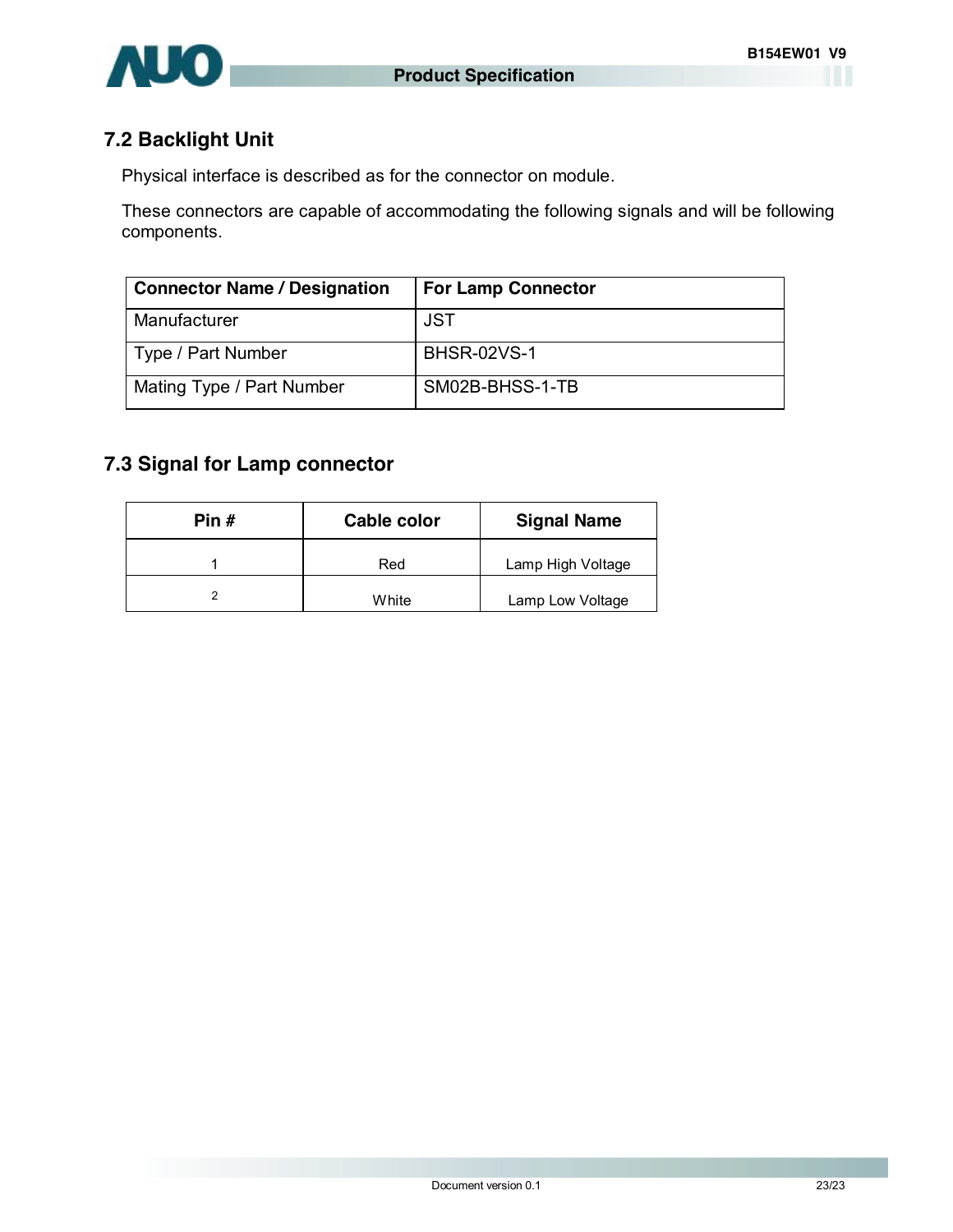## 7.2 Backlight Unit

Physical interface is described as for the connector on module.

These connectors are capable of accommodating the following signals and will be following components.

| Connector Name / Designation | For Lamp Connector |
|---|---|
| Manufacturer | JST |
| Type / Part Number | BHSR-02VS-1 |
| Mating Type / Part Number | SM02B-BHSS-1-TB |

## 7.3 Signal for Lamp connector

| Pin # | Cable color | Signal Name |
|---|---|---|
| 1 | Red | Lamp High Voltage |
| 2 | White | Lamp Low Voltage |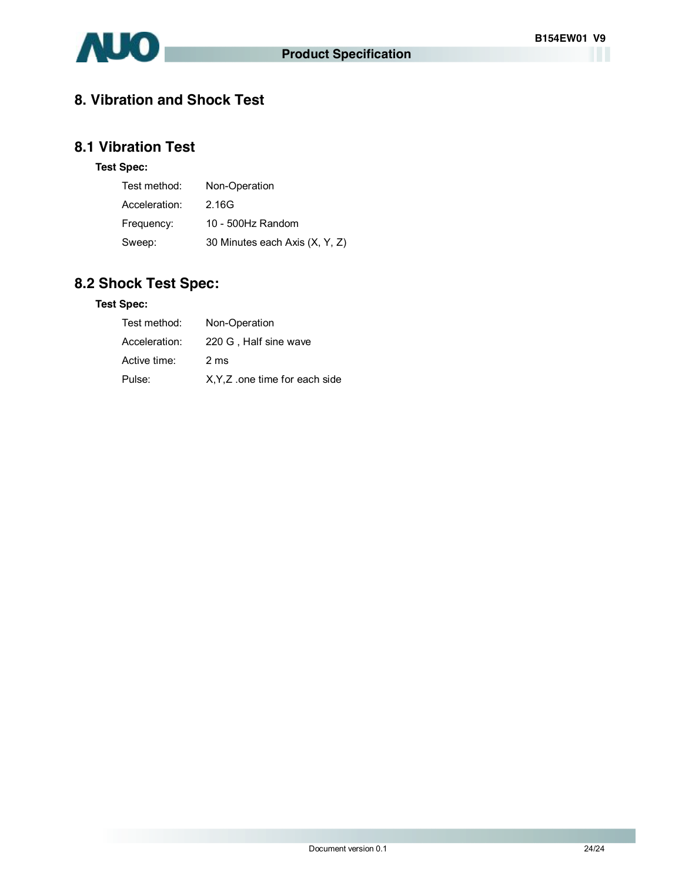# 8. Vibration and Shock Test

## 8.1 Vibration Test

**Test Spec:**

- Test method: Non-Operation
- Acceleration: 2.16G
- Frequency: 10 - 500Hz Random
- Sweep: 30 Minutes each Axis (X, Y, Z)

## 8.2 Shock Test Spec:

**Test Spec:**

- Test method: Non-Operation
- Acceleration: 220 G , Half sine wave
- Active time: 2 ms
- Pulse: X,Y,Z .one time for each side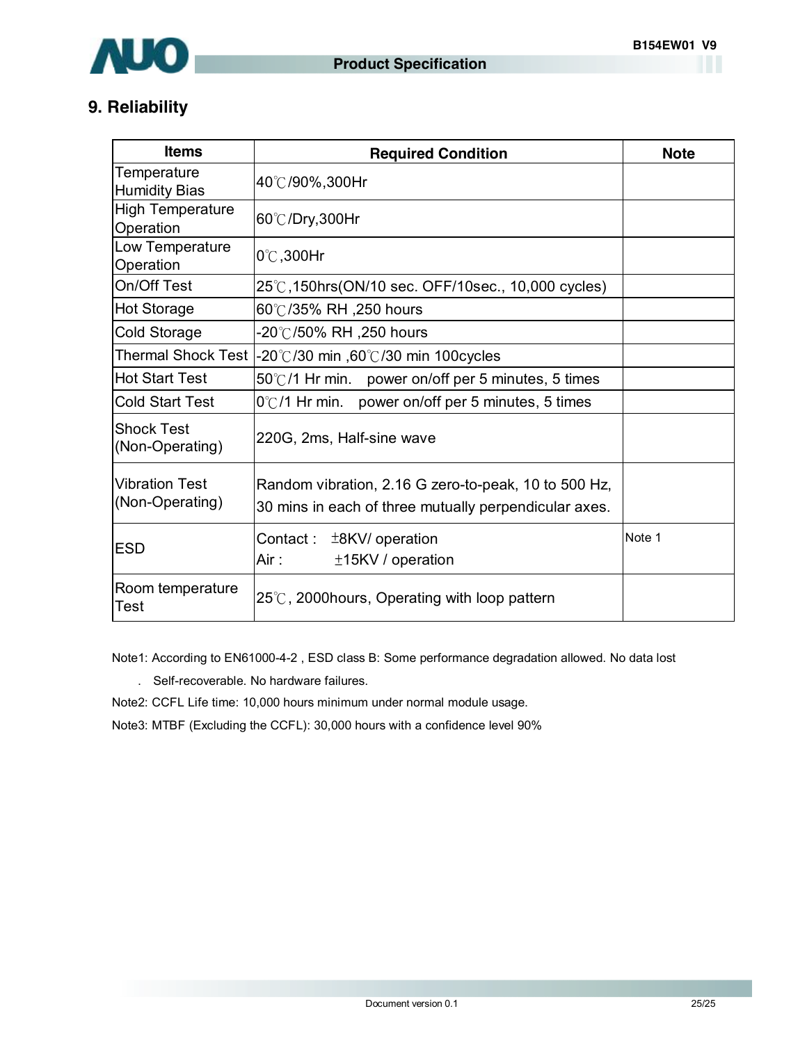## 9. Reliability

| Items | Required Condition | Note |
|---|---|---|
| Temperature Humidity Bias | 40℃/90%,300Hr | |
| High Temperature Operation | 60℃/Dry,300Hr | |
| Low Temperature Operation | 0℃,300Hr | |
| On/Off Test | 25℃,150hrs(ON/10 sec. OFF/10sec., 10,000 cycles) | |
| Hot Storage | 60℃/35% RH ,250 hours | |
| Cold Storage | -20℃/50% RH ,250 hours | |
| Thermal Shock Test | -20℃/30 min ,60℃/30 min 100cycles | |
| Hot Start Test | 50℃/1 Hr min. power on/off per 5 minutes, 5 times | |
| Cold Start Test | 0℃/1 Hr min. power on/off per 5 minutes, 5 times | |
| Shock Test (Non-Operating) | 220G, 2ms, Half-sine wave | |
| Vibration Test (Non-Operating) | Random vibration, 2.16 G zero-to-peak, 10 to 500 Hz, 30 mins in each of three mutually perpendicular axes. | |
| ESD | Contact : ±8KV/ operation<br>Air : ±15KV / operation | Note 1 |
| Room temperature Test | 25℃, 2000hours, Operating with loop pattern | |

Note1: According to EN61000-4-2 , ESD class B: Some performance degradation allowed. No data lost

. Self-recoverable. No hardware failures.

Note2: CCFL Life time: 10,000 hours minimum under normal module usage.

Note3: MTBF (Excluding the CCFL): 30,000 hours with a confidence level 90%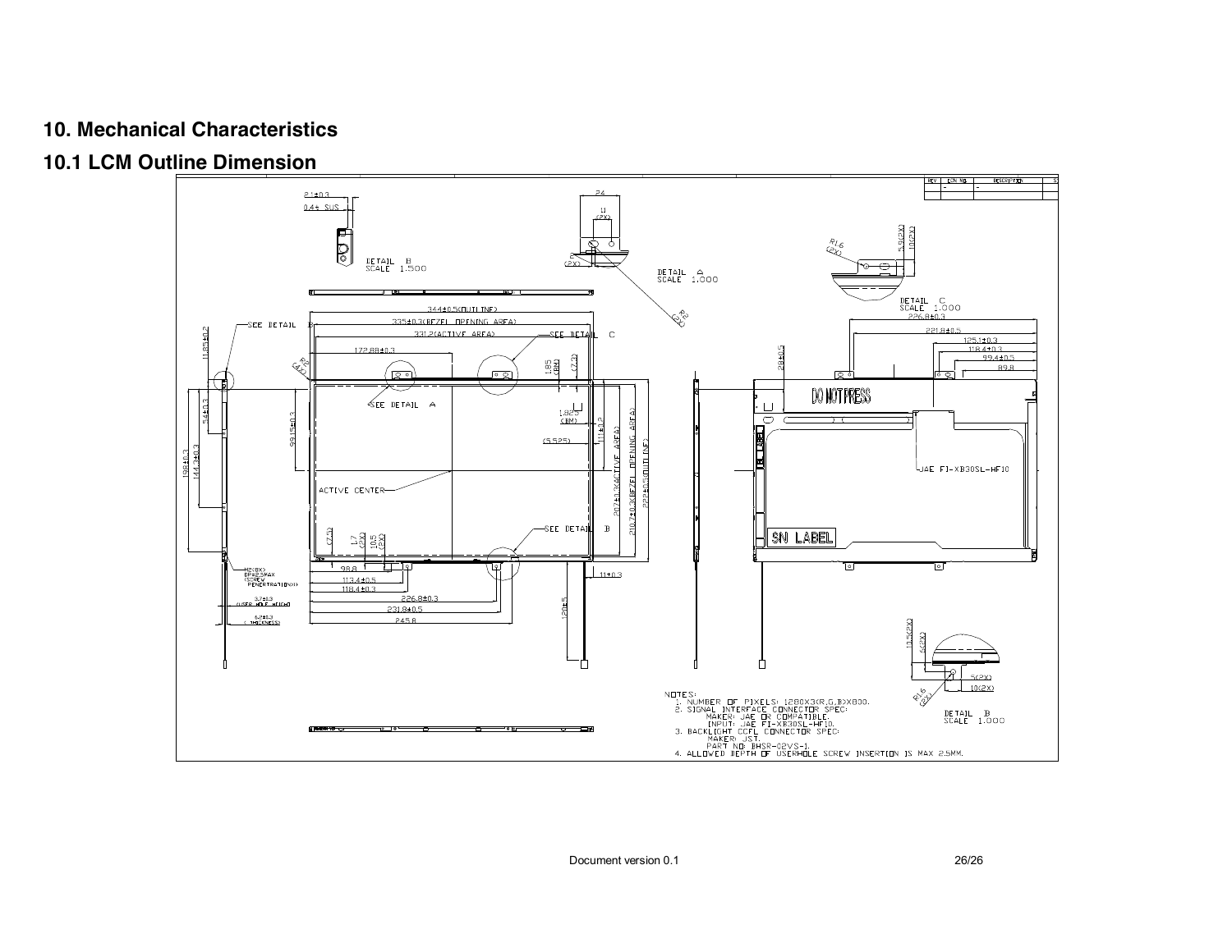## 10. Mechanical Characteristics

### 10.1 LCM Outline Dimension

NOTES:

1. NUMBER OF PIXELS: 1280X3(R,G,B)X800.
2. SIGNAL INTERFACE CONNECTOR SPEC:
   MAKER: JAE OR COMPATIBLE.
   INPUT: JAE FI-XB30SL-HF10.
3. BACKLIGHT CCFL CONNECTOR SPEC:
   MAKER: JST.
   PART NO: BHSR-02VS-1.
4. ALLOWED DEPTH OF USERHOLE SCREW INSERTION IS MAX 2.5MM.

Document version 0.1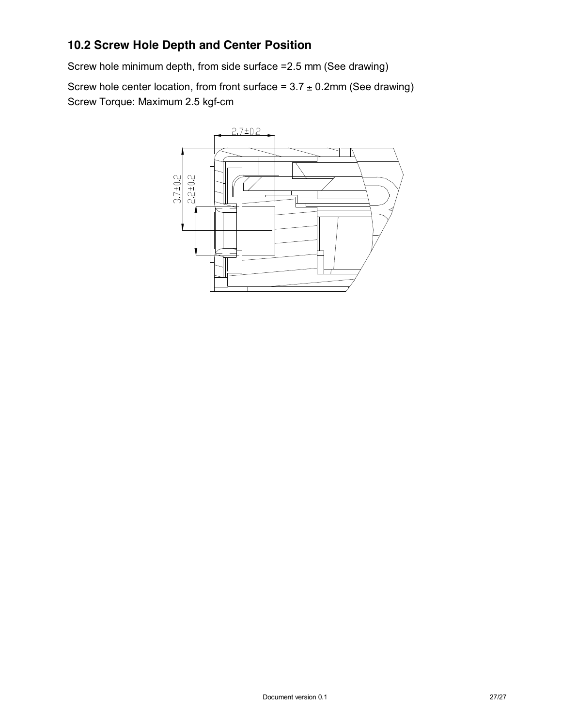## 10.2 Screw Hole Depth and Center Position

Screw hole minimum depth, from side surface =2.5 mm (See drawing)

Screw hole center location, from front surface = 3.7 ± 0.2mm (See drawing)

Screw Torque: Maximum 2.5 kgf-cm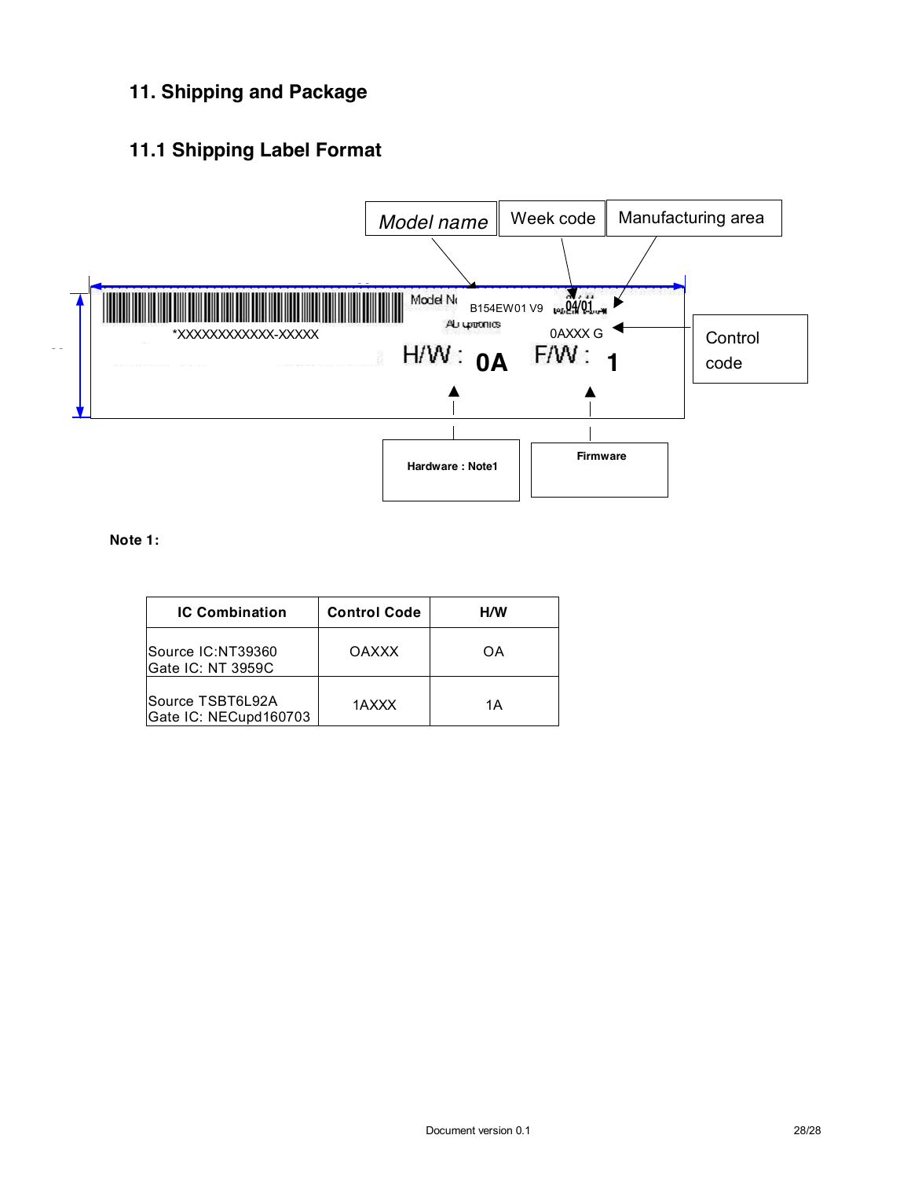# 11. Shipping and Package

## 11.1 Shipping Label Format

*Model name* | Week code | Manufacturing area

Model No B154EW01 V9 04/01

AU Optronics

*XXXXXXXXXXXX-XXXXX

0AXXX G — Control code

H/W : **0A** F/W : **1**

**Hardware : Note1** | **Firmware**

**Note 1:**

| IC Combination | Control Code | H/W |
|---|---|---|
| Source IC:NT39360<br>Gate IC: NT 3959C | OAXXX | OA |
| Source TSBT6L92A<br>Gate IC: NECupd160703 | 1AXXX | 1A |

Document version 0.1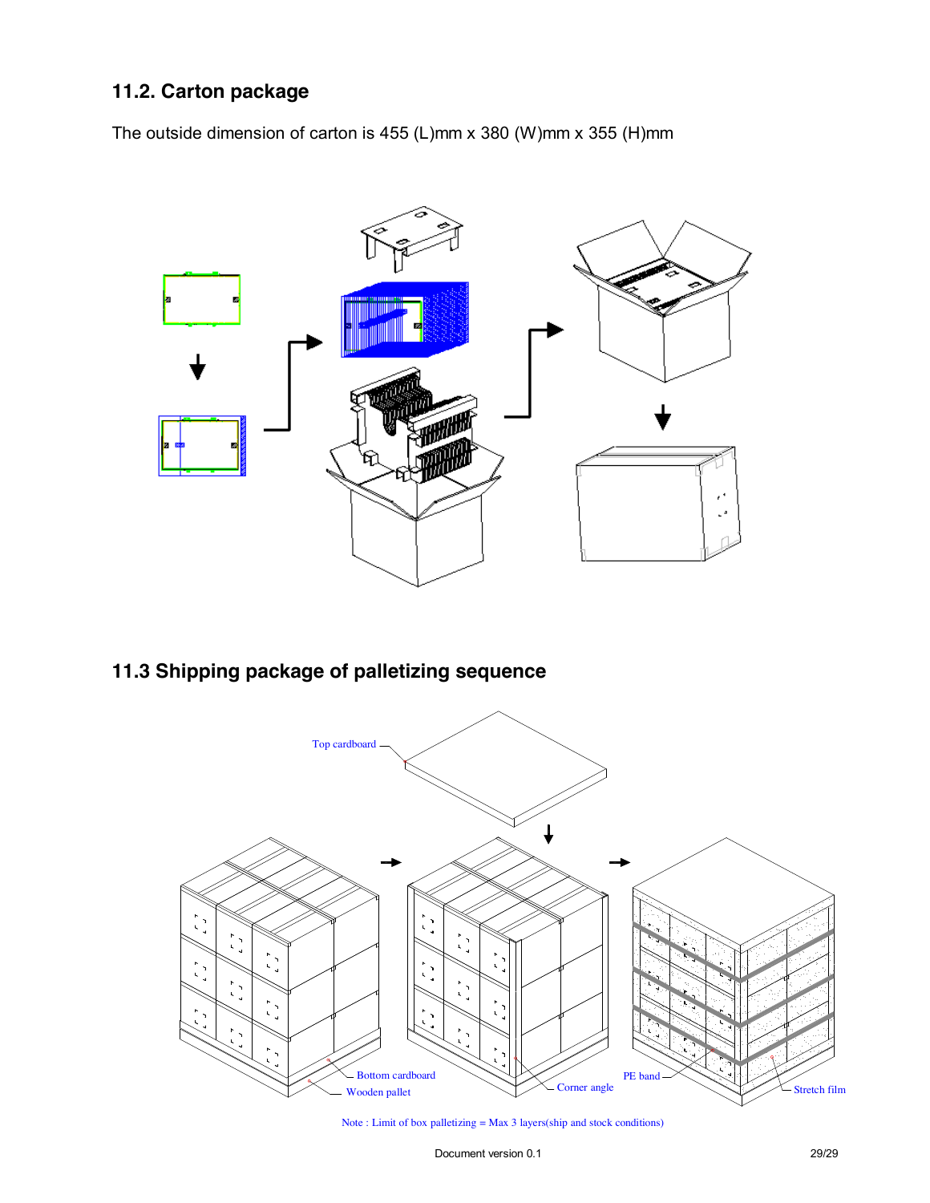### 11.2. Carton package

The outside dimension of carton is 455 (L)mm x 380 (W)mm x 355 (H)mm

### 11.3 Shipping package of palletizing sequence

Top cardboard

Bottom cardboard

Wooden pallet

Corner angle

PE band

Stretch film

Note : Limit of box palletizing = Max 3 layers(ship and stock conditions)

Document version 0.1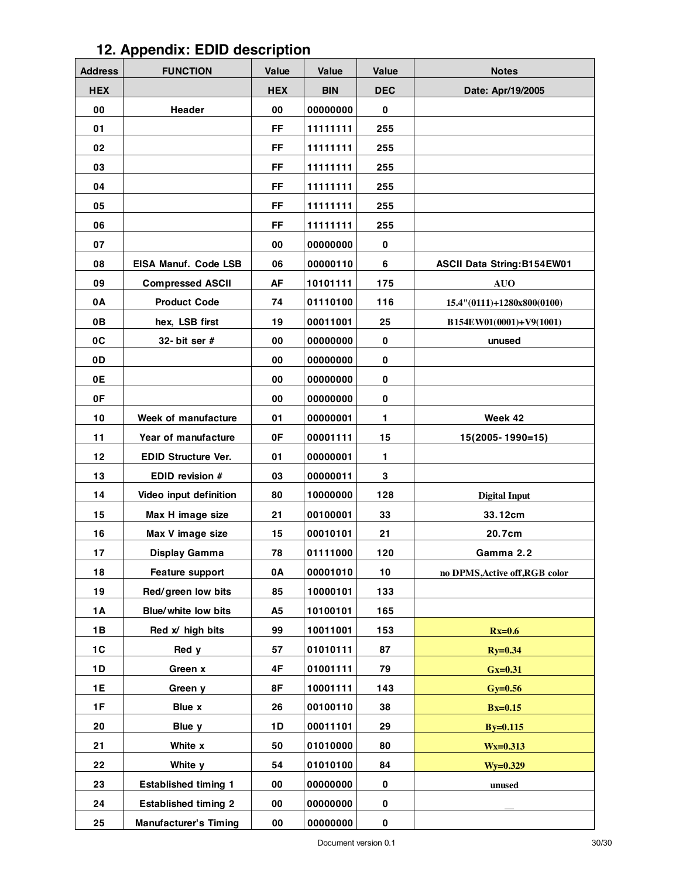## 12. Appendix: EDID description

| Address | FUNCTION | Value | Value | Value | Notes |
|---|---|---|---|---|---|
| HEX | | HEX | BIN | DEC | Date: Apr/19/2005 |
| 00 | Header | 00 | 00000000 | 0 | |
| 01 | | FF | 11111111 | 255 | |
| 02 | | FF | 11111111 | 255 | |
| 03 | | FF | 11111111 | 255 | |
| 04 | | FF | 11111111 | 255 | |
| 05 | | FF | 11111111 | 255 | |
| 06 | | FF | 11111111 | 255 | |
| 07 | | 00 | 00000000 | 0 | |
| 08 | EISA Manuf. Code LSB | 06 | 00000110 | 6 | ASCII Data String:B154EW01 |
| 09 | Compressed ASCII | AF | 10101111 | 175 | AUO |
| 0A | Product Code | 74 | 01110100 | 116 | 15.4"(0111)+1280x800(0100) |
| 0B | hex, LSB first | 19 | 00011001 | 25 | B154EW01(0001)+V9(1001) |
| 0C | 32- bit ser # | 00 | 00000000 | 0 | unused |
| 0D | | 00 | 00000000 | 0 | |
| 0E | | 00 | 00000000 | 0 | |
| 0F | | 00 | 00000000 | 0 | |
| 10 | Week of manufacture | 01 | 00000001 | 1 | Week 42 |
| 11 | Year of manufacture | 0F | 00001111 | 15 | 15(2005- 1990=15) |
| 12 | EDID Structure Ver. | 01 | 00000001 | 1 | |
| 13 | EDID revision # | 03 | 00000011 | 3 | |
| 14 | Video input definition | 80 | 10000000 | 128 | Digital Input |
| 15 | Max H image size | 21 | 00100001 | 33 | 33.12cm |
| 16 | Max V image size | 15 | 00010101 | 21 | 20.7cm |
| 17 | Display Gamma | 78 | 01111000 | 120 | Gamma 2.2 |
| 18 | Feature support | 0A | 00001010 | 10 | no DPMS,Active off,RGB color |
| 19 | Red/green low bits | 85 | 10000101 | 133 | |
| 1A | Blue/white low bits | A5 | 10100101 | 165 | |
| 1B | Red x/ high bits | 99 | 10011001 | 153 | Rx=0.6 |
| 1C | Red y | 57 | 01010111 | 87 | Ry=0.34 |
| 1D | Green x | 4F | 01001111 | 79 | Gx=0.31 |
| 1E | Green y | 8F | 10001111 | 143 | Gy=0.56 |
| 1F | Blue x | 26 | 00100110 | 38 | Bx=0.15 |
| 20 | Blue y | 1D | 00011101 | 29 | By=0.115 |
| 21 | White x | 50 | 01010000 | 80 | Wx=0.313 |
| 22 | White y | 54 | 01010100 | 84 | Wy=0.329 |
| 23 | Established timing 1 | 00 | 00000000 | 0 | unused |
| 24 | Established timing 2 | 00 | 00000000 | 0 | __ |
| 25 | Manufacturer's Timing | 00 | 00000000 | 0 | |

Document version 0.1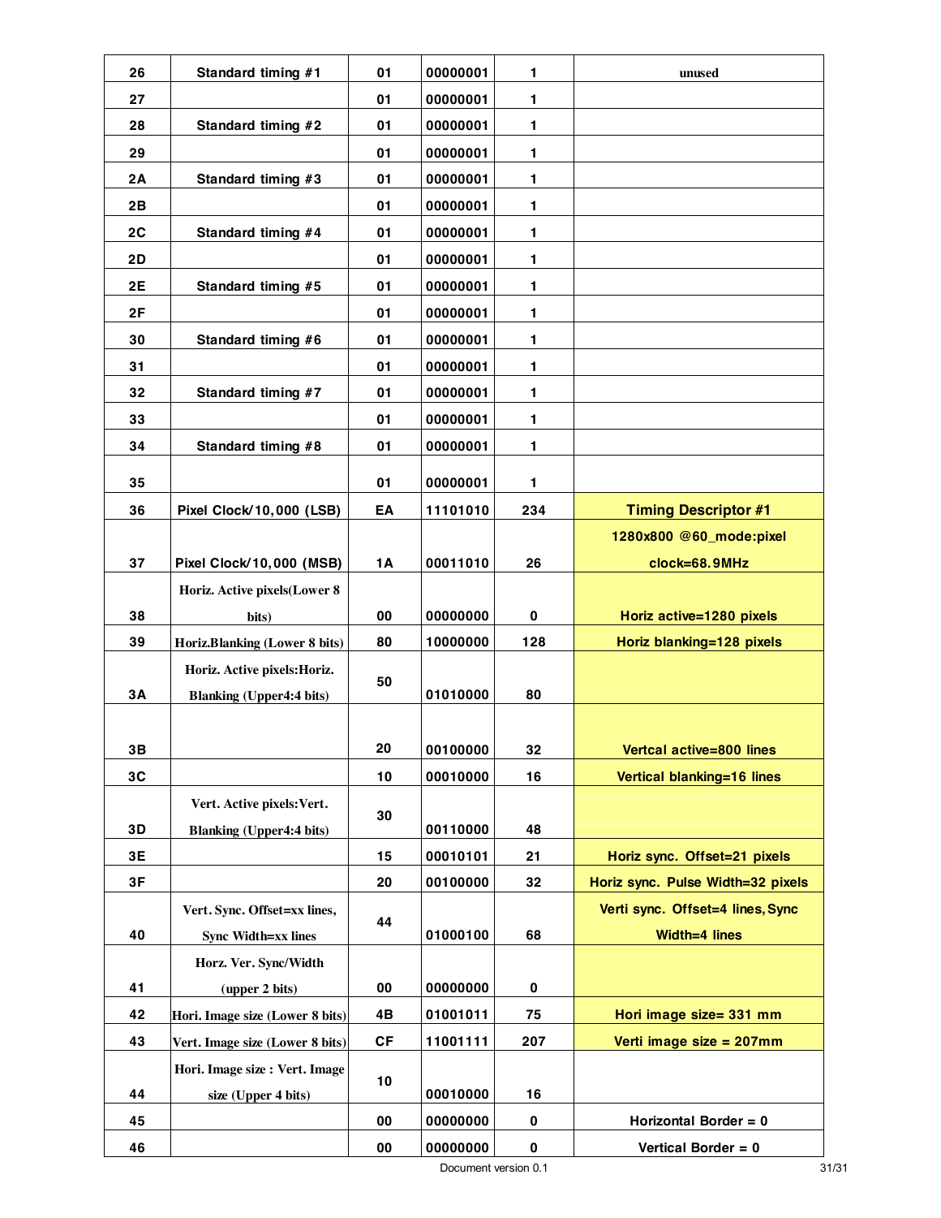| 26 | Standard timing #1 | 01 | 00000001 | 1 | unused |
|---|---|---|---|---|---|
| 27 | | 01 | 00000001 | 1 | |
| 28 | Standard timing #2 | 01 | 00000001 | 1 | |
| 29 | | 01 | 00000001 | 1 | |
| 2A | Standard timing #3 | 01 | 00000001 | 1 | |
| 2B | | 01 | 00000001 | 1 | |
| 2C | Standard timing #4 | 01 | 00000001 | 1 | |
| 2D | | 01 | 00000001 | 1 | |
| 2E | Standard timing #5 | 01 | 00000001 | 1 | |
| 2F | | 01 | 00000001 | 1 | |
| 30 | Standard timing #6 | 01 | 00000001 | 1 | |
| 31 | | 01 | 00000001 | 1 | |
| 32 | Standard timing #7 | 01 | 00000001 | 1 | |
| 33 | | 01 | 00000001 | 1 | |
| 34 | Standard timing #8 | 01 | 00000001 | 1 | |
| 35 | | 01 | 00000001 | 1 | |
| 36 | Pixel Clock/10,000 (LSB) | EA | 11101010 | 234 | Timing Descriptor #1 |
| 37 | Pixel Clock/10,000 (MSB) | 1A | 00011010 | 26 | 1280x800 @60_mode:pixel clock=68.9MHz |
| 38 | Horiz. Active pixels(Lower 8 bits) | 00 | 00000000 | 0 | Horiz active=1280 pixels |
| 39 | Horiz.Blanking (Lower 8 bits) | 80 | 10000000 | 128 | Horiz blanking=128 pixels |
| 3A | Horiz. Active pixels:Horiz. Blanking (Upper4:4 bits) | 50 | 01010000 | 80 | |
| 3B | | 20 | 00100000 | 32 | Vertcal active=800 lines |
| 3C | | 10 | 00010000 | 16 | Vertical blanking=16 lines |
| 3D | Vert. Active pixels:Vert. Blanking (Upper4:4 bits) | 30 | 00110000 | 48 | |
| 3E | | 15 | 00010101 | 21 | Horiz sync. Offset=21 pixels |
| 3F | | 20 | 00100000 | 32 | Horiz sync. Pulse Width=32 pixels |
| 40 | Vert. Sync. Offset=xx lines, Sync Width=xx lines | 44 | 01000100 | 68 | Verti sync. Offset=4 lines, Sync Width=4 lines |
| 41 | Horz. Ver. Sync/Width (upper 2 bits) | 00 | 00000000 | 0 | |
| 42 | Hori. Image size (Lower 8 bits) | 4B | 01001011 | 75 | Hori image size= 331 mm |
| 43 | Vert. Image size (Lower 8 bits) | CF | 11001111 | 207 | Verti image size = 207mm |
| 44 | Hori. Image size : Vert. Image size (Upper 4 bits) | 10 | 00010000 | 16 | |
| 45 | | 00 | 00000000 | 0 | Horizontal Border = 0 |
| 46 | | 00 | 00000000 | 0 | Vertical Border = 0 |

Document version 0.1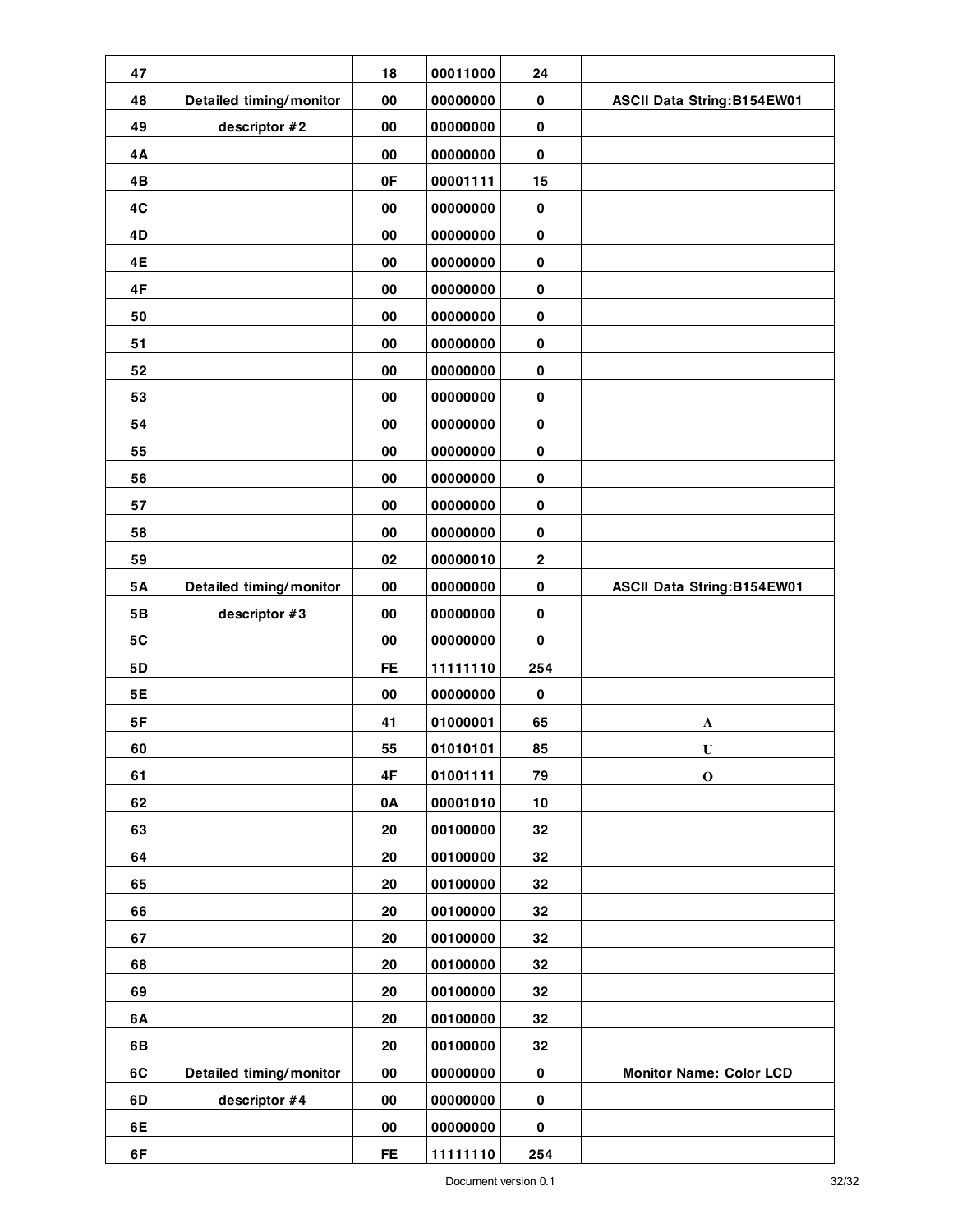| 47 | | 18 | 00011000 | 24 | |
|---|---|---|---|---|---|
| 48 | Detailed timing/monitor | 00 | 00000000 | 0 | ASCII Data String:B154EW01 |
| 49 | descriptor #2 | 00 | 00000000 | 0 | |
| 4A | | 00 | 00000000 | 0 | |
| 4B | | 0F | 00001111 | 15 | |
| 4C | | 00 | 00000000 | 0 | |
| 4D | | 00 | 00000000 | 0 | |
| 4E | | 00 | 00000000 | 0 | |
| 4F | | 00 | 00000000 | 0 | |
| 50 | | 00 | 00000000 | 0 | |
| 51 | | 00 | 00000000 | 0 | |
| 52 | | 00 | 00000000 | 0 | |
| 53 | | 00 | 00000000 | 0 | |
| 54 | | 00 | 00000000 | 0 | |
| 55 | | 00 | 00000000 | 0 | |
| 56 | | 00 | 00000000 | 0 | |
| 57 | | 00 | 00000000 | 0 | |
| 58 | | 00 | 00000000 | 0 | |
| 59 | | 02 | 00000010 | 2 | |
| 5A | Detailed timing/monitor | 00 | 00000000 | 0 | ASCII Data String:B154EW01 |
| 5B | descriptor #3 | 00 | 00000000 | 0 | |
| 5C | | 00 | 00000000 | 0 | |
| 5D | | FE | 11111110 | 254 | |
| 5E | | 00 | 00000000 | 0 | |
| 5F | | 41 | 01000001 | 65 | A |
| 60 | | 55 | 01010101 | 85 | U |
| 61 | | 4F | 01001111 | 79 | O |
| 62 | | 0A | 00001010 | 10 | |
| 63 | | 20 | 00100000 | 32 | |
| 64 | | 20 | 00100000 | 32 | |
| 65 | | 20 | 00100000 | 32 | |
| 66 | | 20 | 00100000 | 32 | |
| 67 | | 20 | 00100000 | 32 | |
| 68 | | 20 | 00100000 | 32 | |
| 69 | | 20 | 00100000 | 32 | |
| 6A | | 20 | 00100000 | 32 | |
| 6B | | 20 | 00100000 | 32 | |
| 6C | Detailed timing/monitor | 00 | 00000000 | 0 | Monitor Name: Color LCD |
| 6D | descriptor #4 | 00 | 00000000 | 0 | |
| 6E | | 00 | 00000000 | 0 | |
| 6F | | FE | 11111110 | 254 | |

Document version 0.1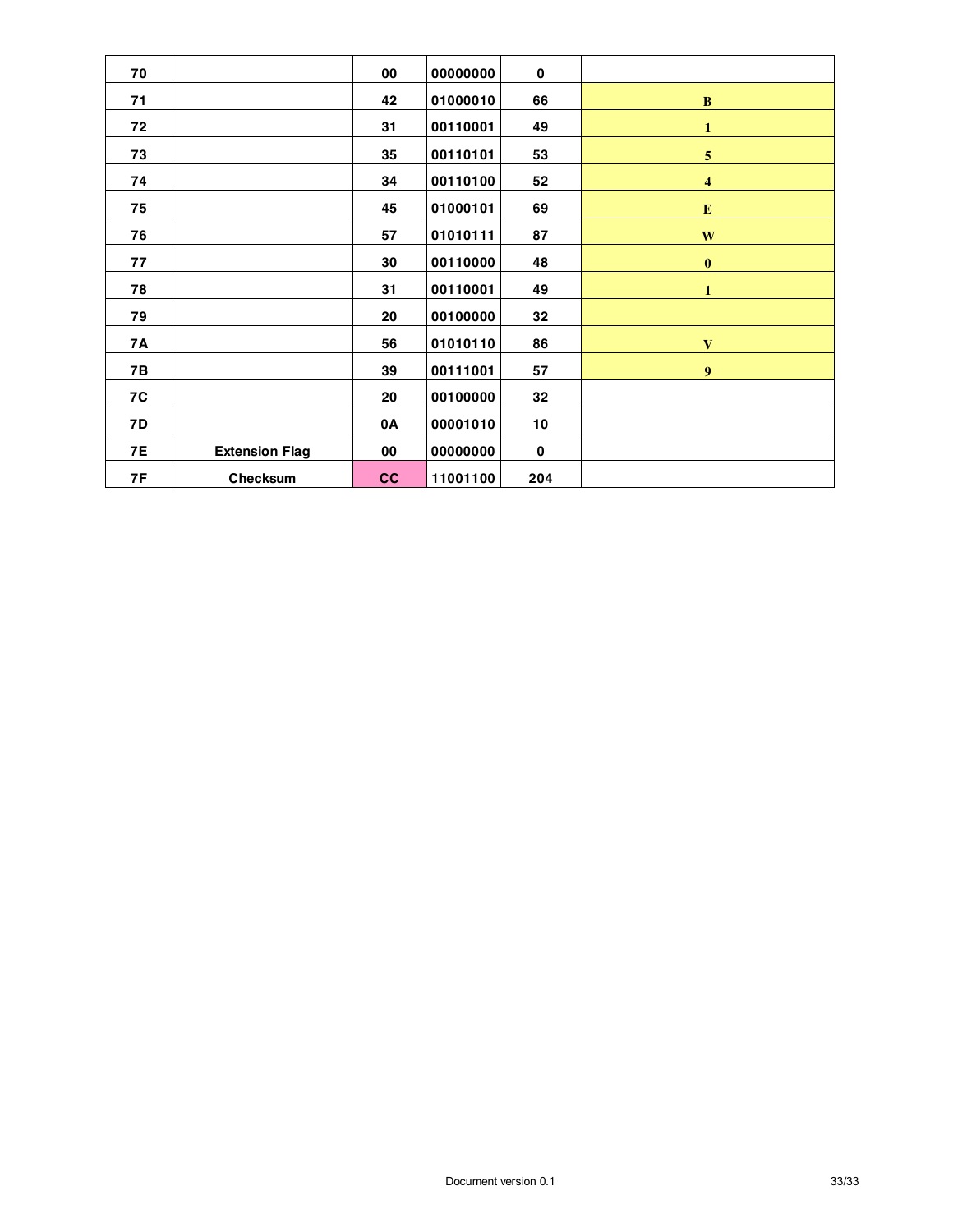| | | | | | |
|---|---|---|---|---|---|
| 70 | | 00 | 00000000 | 0 | |
| 71 | | 42 | 01000010 | 66 | B |
| 72 | | 31 | 00110001 | 49 | 1 |
| 73 | | 35 | 00110101 | 53 | 5 |
| 74 | | 34 | 00110100 | 52 | 4 |
| 75 | | 45 | 01000101 | 69 | E |
| 76 | | 57 | 01010111 | 87 | W |
| 77 | | 30 | 00110000 | 48 | 0 |
| 78 | | 31 | 00110001 | 49 | 1 |
| 79 | | 20 | 00100000 | 32 | |
| 7A | | 56 | 01010110 | 86 | V |
| 7B | | 39 | 00111001 | 57 | 9 |
| 7C | | 20 | 00100000 | 32 | |
| 7D | | 0A | 00001010 | 10 | |
| 7E | Extension Flag | 00 | 00000000 | 0 | |
| 7F | Checksum | CC | 11001100 | 204 | |

Document version 0.1